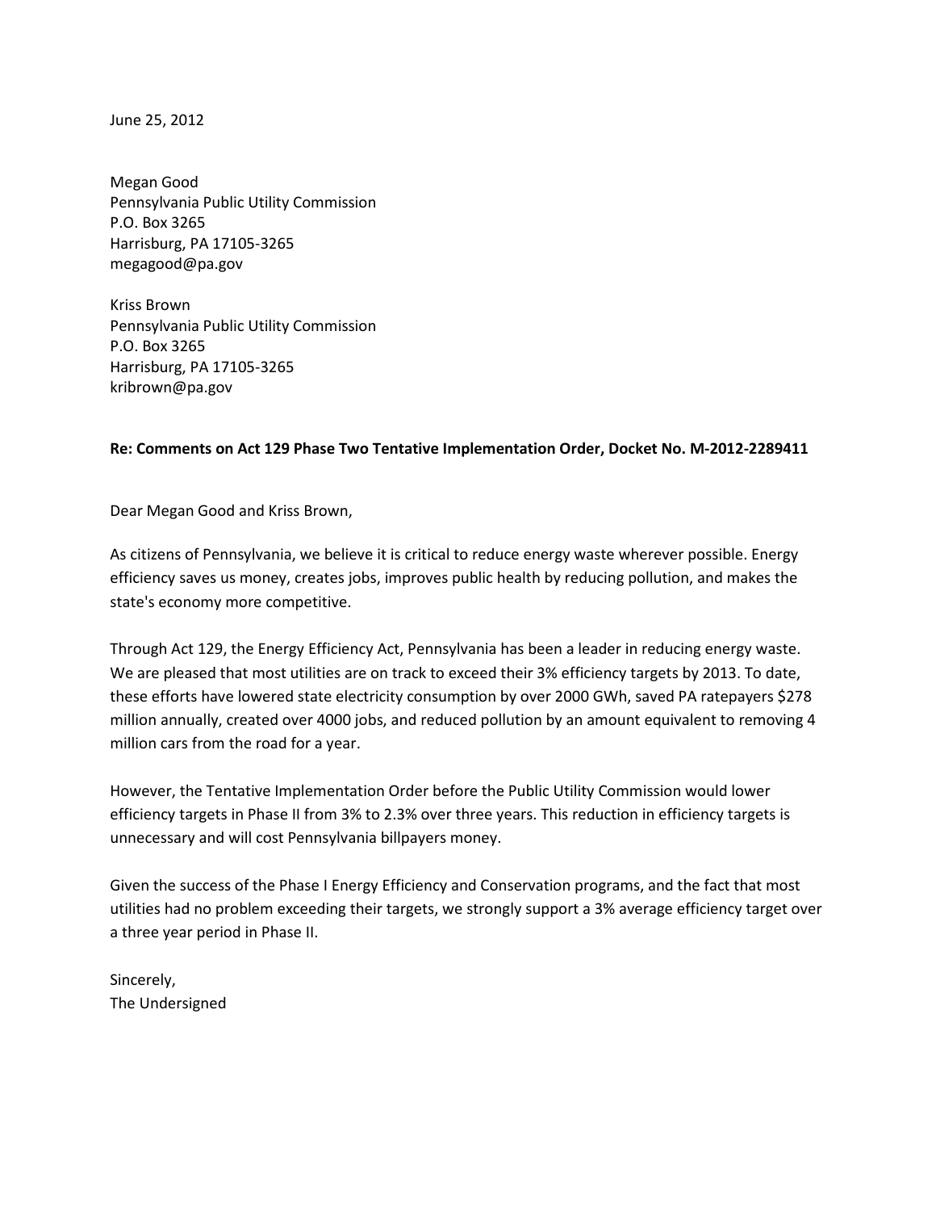June 25, 2012

Megan Good
Pennsylvania Public Utility Commission
P.O. Box 3265
Harrisburg, PA 17105-3265
megagood@pa.gov

Kriss Brown
Pennsylvania Public Utility Commission
P.O. Box 3265
Harrisburg, PA 17105-3265
kribrown@pa.gov

**Re: Comments on Act 129 Phase Two Tentative Implementation Order, Docket No. M-2012-2289411**

Dear Megan Good and Kriss Brown,

As citizens of Pennsylvania, we believe it is critical to reduce energy waste wherever possible. Energy efficiency saves us money, creates jobs, improves public health by reducing pollution, and makes the state's economy more competitive.

Through Act 129, the Energy Efficiency Act, Pennsylvania has been a leader in reducing energy waste. We are pleased that most utilities are on track to exceed their 3% efficiency targets by 2013. To date, these efforts have lowered state electricity consumption by over 2000 GWh, saved PA ratepayers $278 million annually, created over 4000 jobs, and reduced pollution by an amount equivalent to removing 4 million cars from the road for a year.

However, the Tentative Implementation Order before the Public Utility Commission would lower efficiency targets in Phase II from 3% to 2.3% over three years. This reduction in efficiency targets is unnecessary and will cost Pennsylvania billpayers money.

Given the success of the Phase I Energy Efficiency and Conservation programs, and the fact that most utilities had no problem exceeding their targets, we strongly support a 3% average efficiency target over a three year period in Phase II.

Sincerely,
The Undersigned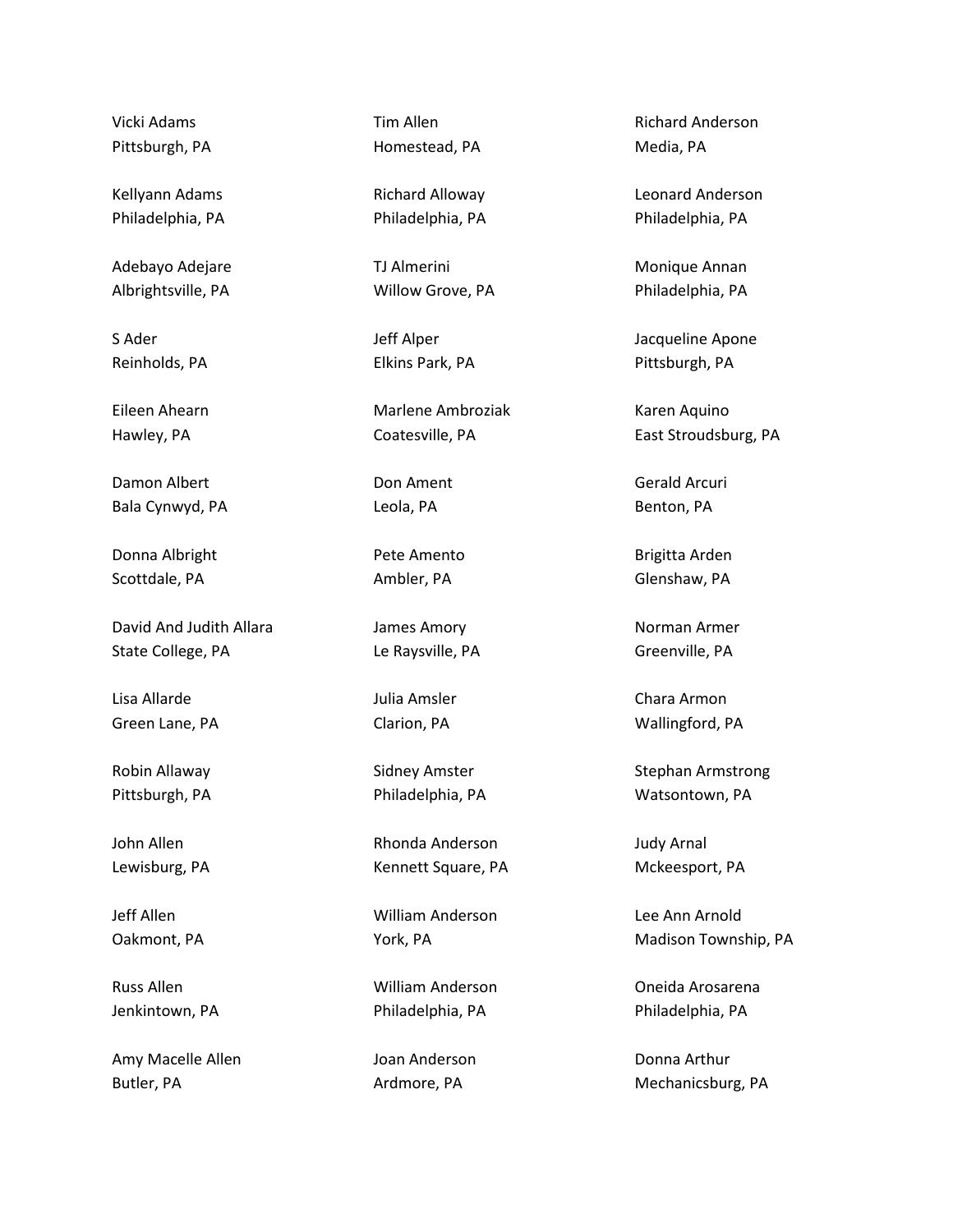Vicki Adams
Pittsburgh, PA

Kellyann Adams
Philadelphia, PA

Adebayo Adejare
Albrightsville, PA

S Ader
Reinholds, PA

Eileen Ahearn
Hawley, PA

Damon Albert
Bala Cynwyd, PA

Donna Albright
Scottdale, PA

David And Judith Allara
State College, PA

Lisa Allarde
Green Lane, PA

Robin Allaway
Pittsburgh, PA

John Allen
Lewisburg, PA

Jeff Allen
Oakmont, PA

Russ Allen
Jenkintown, PA

Amy Macelle Allen
Butler, PA

Tim Allen
Homestead, PA

Richard Alloway
Philadelphia, PA

TJ Almerini
Willow Grove, PA

Jeff Alper
Elkins Park, PA

Marlene Ambroziak
Coatesville, PA

Don Ament
Leola, PA

Pete Amento
Ambler, PA

James Amory
Le Raysville, PA

Julia Amsler
Clarion, PA

Sidney Amster
Philadelphia, PA

Rhonda Anderson
Kennett Square, PA

William Anderson
York, PA

William Anderson
Philadelphia, PA

Joan Anderson
Ardmore, PA

Richard Anderson
Media, PA

Leonard Anderson
Philadelphia, PA

Monique Annan
Philadelphia, PA

Jacqueline Apone
Pittsburgh, PA

Karen Aquino
East Stroudsburg, PA

Gerald Arcuri
Benton, PA

Brigitta Arden
Glenshaw, PA

Norman Armer
Greenville, PA

Chara Armon
Wallingford, PA

Stephan Armstrong
Watsontown, PA

Judy Arnal
Mckeesport, PA

Lee Ann Arnold
Madison Township, PA

Oneida Arosarena
Philadelphia, PA

Donna Arthur
Mechanicsburg, PA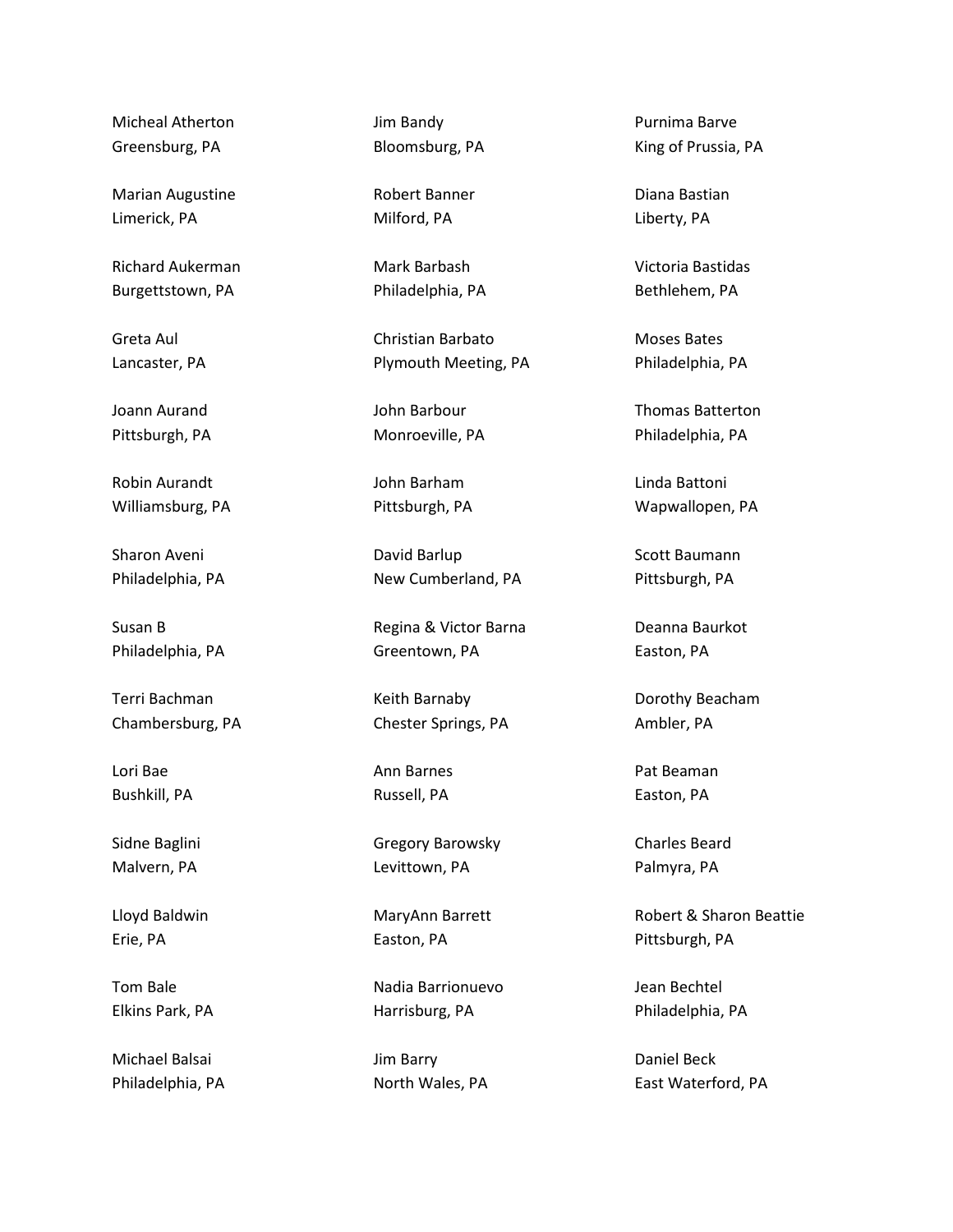Micheal Atherton
Greensburg, PA

Marian Augustine
Limerick, PA

Richard Aukerman
Burgettstown, PA

Greta Aul
Lancaster, PA

Joann Aurand
Pittsburgh, PA

Robin Aurandt
Williamsburg, PA

Sharon Aveni
Philadelphia, PA

Susan B
Philadelphia, PA

Terri Bachman
Chambersburg, PA

Lori Bae
Bushkill, PA

Sidne Baglini
Malvern, PA

Lloyd Baldwin
Erie, PA

Tom Bale
Elkins Park, PA

Michael Balsai
Philadelphia, PA

Jim Bandy
Bloomsburg, PA

Robert Banner
Milford, PA

Mark Barbash
Philadelphia, PA

Christian Barbato
Plymouth Meeting, PA

John Barbour
Monroeville, PA

John Barham
Pittsburgh, PA

David Barlup
New Cumberland, PA

Regina & Victor Barna
Greentown, PA

Keith Barnaby
Chester Springs, PA

Ann Barnes
Russell, PA

Gregory Barowsky
Levittown, PA

MaryAnn Barrett
Easton, PA

Nadia Barrionuevo
Harrisburg, PA

Jim Barry
North Wales, PA

Purnima Barve
King of Prussia, PA

Diana Bastian
Liberty, PA

Victoria Bastidas
Bethlehem, PA

Moses Bates
Philadelphia, PA

Thomas Batterton
Philadelphia, PA

Linda Battoni
Wapwallopen, PA

Scott Baumann
Pittsburgh, PA

Deanna Baurkot
Easton, PA

Dorothy Beacham
Ambler, PA

Pat Beaman
Easton, PA

Charles Beard
Palmyra, PA

Robert & Sharon Beattie
Pittsburgh, PA

Jean Bechtel
Philadelphia, PA

Daniel Beck
East Waterford, PA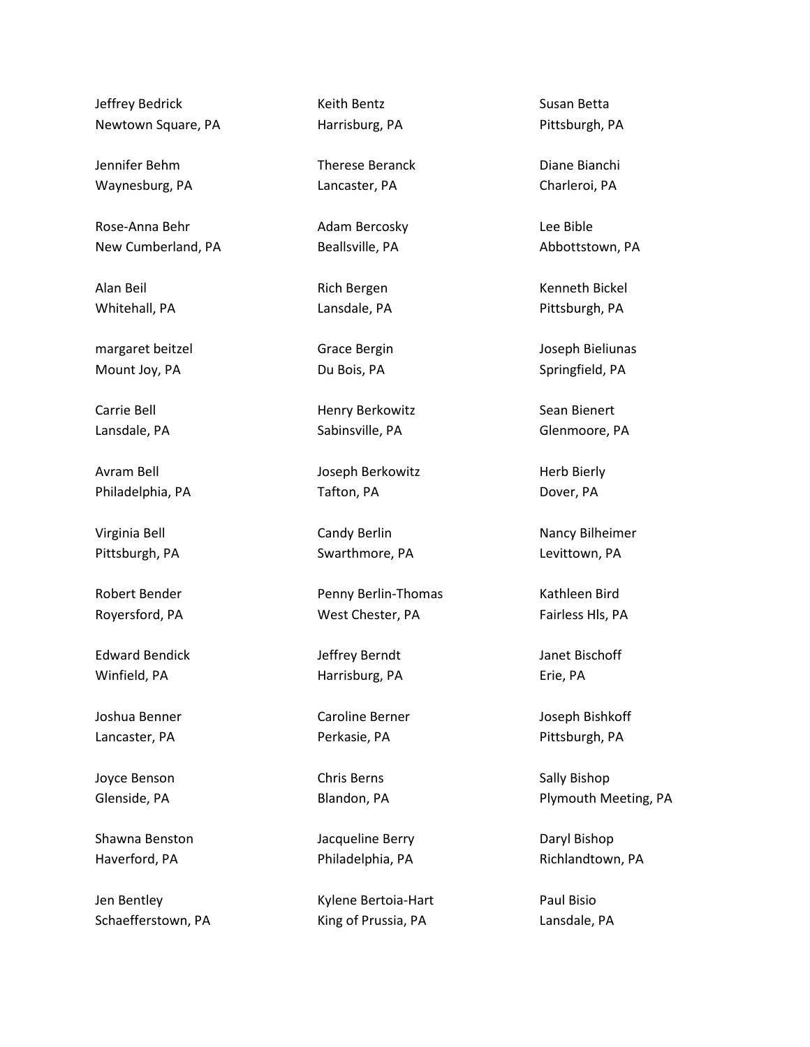Jeffrey Bedrick
Newtown Square, PA

Jennifer Behm
Waynesburg, PA

Rose-Anna Behr
New Cumberland, PA

Alan Beil
Whitehall, PA

margaret beitzel
Mount Joy, PA

Carrie Bell
Lansdale, PA

Avram Bell
Philadelphia, PA

Virginia Bell
Pittsburgh, PA

Robert Bender
Royersford, PA

Edward Bendick
Winfield, PA

Joshua Benner
Lancaster, PA

Joyce Benson
Glenside, PA

Shawna Benston
Haverford, PA

Jen Bentley
Schaefferstown, PA

Keith Bentz
Harrisburg, PA

Therese Beranck
Lancaster, PA

Adam Bercosky
Beallsville, PA

Rich Bergen
Lansdale, PA

Grace Bergin
Du Bois, PA

Henry Berkowitz
Sabinsville, PA

Joseph Berkowitz
Tafton, PA

Candy Berlin
Swarthmore, PA

Penny Berlin-Thomas
West Chester, PA

Jeffrey Berndt
Harrisburg, PA

Caroline Berner
Perkasie, PA

Chris Berns
Blandon, PA

Jacqueline Berry
Philadelphia, PA

Kylene Bertoia-Hart
King of Prussia, PA

Susan Betta
Pittsburgh, PA

Diane Bianchi
Charleroi, PA

Lee Bible
Abbottstown, PA

Kenneth Bickel
Pittsburgh, PA

Joseph Bieliunas
Springfield, PA

Sean Bienert
Glenmoore, PA

Herb Bierly
Dover, PA

Nancy Bilheimer
Levittown, PA

Kathleen Bird
Fairless Hls, PA

Janet Bischoff
Erie, PA

Joseph Bishkoff
Pittsburgh, PA

Sally Bishop
Plymouth Meeting, PA

Daryl Bishop
Richlandtown, PA

Paul Bisio
Lansdale, PA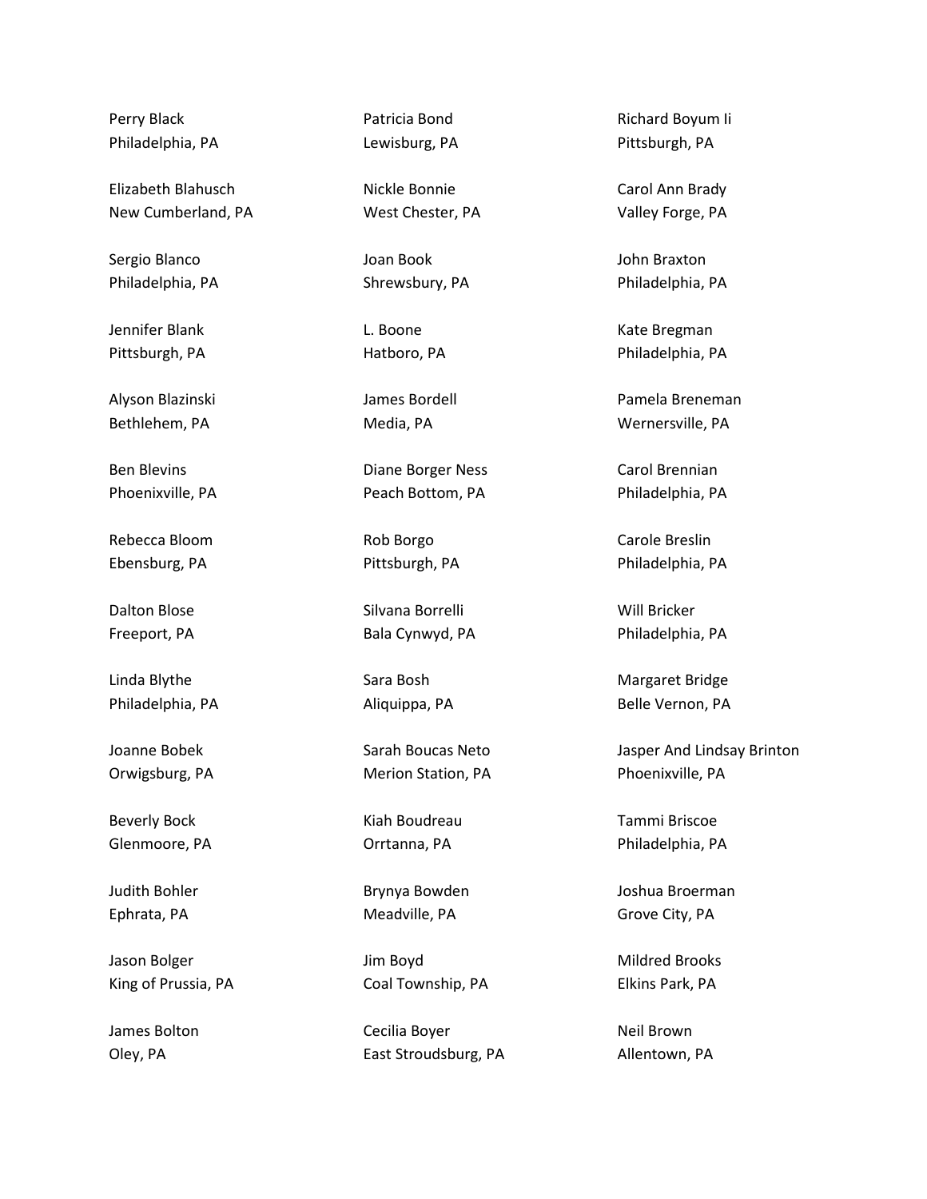Perry Black
Philadelphia, PA

Elizabeth Blahusch
New Cumberland, PA

Sergio Blanco
Philadelphia, PA

Jennifer Blank
Pittsburgh, PA

Alyson Blazinski
Bethlehem, PA

Ben Blevins
Phoenixville, PA

Rebecca Bloom
Ebensburg, PA

Dalton Blose
Freeport, PA

Linda Blythe
Philadelphia, PA

Joanne Bobek
Orwigsburg, PA

Beverly Bock
Glenmoore, PA

Judith Bohler
Ephrata, PA

Jason Bolger
King of Prussia, PA

James Bolton
Oley, PA

Patricia Bond
Lewisburg, PA

Nickle Bonnie
West Chester, PA

Joan Book
Shrewsbury, PA

L. Boone
Hatboro, PA

James Bordell
Media, PA

Diane Borger Ness
Peach Bottom, PA

Rob Borgo
Pittsburgh, PA

Silvana Borrelli
Bala Cynwyd, PA

Sara Bosh
Aliquippa, PA

Sarah Boucas Neto
Merion Station, PA

Kiah Boudreau
Orrtanna, PA

Brynya Bowden
Meadville, PA

Jim Boyd
Coal Township, PA

Cecilia Boyer
East Stroudsburg, PA

Richard Boyum Ii
Pittsburgh, PA

Carol Ann Brady
Valley Forge, PA

John Braxton
Philadelphia, PA

Kate Bregman
Philadelphia, PA

Pamela Breneman
Wernersville, PA

Carol Brennian
Philadelphia, PA

Carole Breslin
Philadelphia, PA

Will Bricker
Philadelphia, PA

Margaret Bridge
Belle Vernon, PA

Jasper And Lindsay Brinton
Phoenixville, PA

Tammi Briscoe
Philadelphia, PA

Joshua Broerman
Grove City, PA

Mildred Brooks
Elkins Park, PA

Neil Brown
Allentown, PA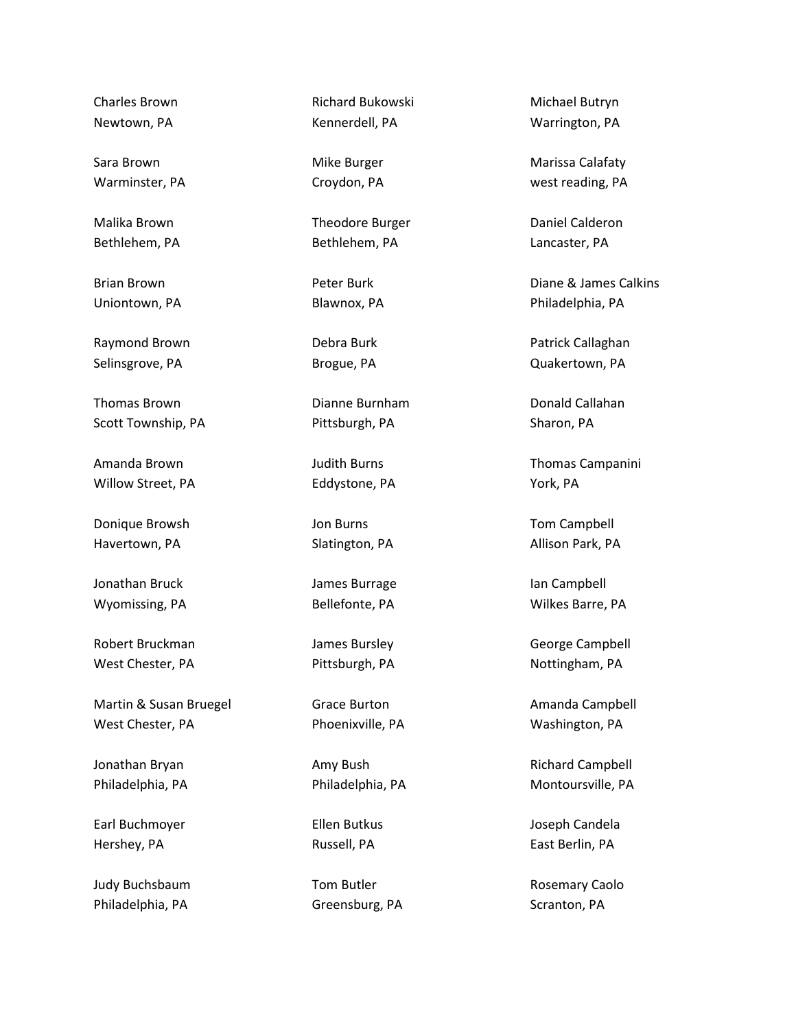Charles Brown
Newtown, PA

Sara Brown
Warminster, PA

Malika Brown
Bethlehem, PA

Brian Brown
Uniontown, PA

Raymond Brown
Selinsgrove, PA

Thomas Brown
Scott Township, PA

Amanda Brown
Willow Street, PA

Donique Browsh
Havertown, PA

Jonathan Bruck
Wyomissing, PA

Robert Bruckman
West Chester, PA

Martin & Susan Bruegel
West Chester, PA

Jonathan Bryan
Philadelphia, PA

Earl Buchmoyer
Hershey, PA

Judy Buchsbaum
Philadelphia, PA

Richard Bukowski
Kennerdell, PA

Mike Burger
Croydon, PA

Theodore Burger
Bethlehem, PA

Peter Burk
Blawnox, PA

Debra Burk
Brogue, PA

Dianne Burnham
Pittsburgh, PA

Judith Burns
Eddystone, PA

Jon Burns
Slatington, PA

James Burrage
Bellefonte, PA

James Bursley
Pittsburgh, PA

Grace Burton
Phoenixville, PA

Amy Bush
Philadelphia, PA

Ellen Butkus
Russell, PA

Tom Butler
Greensburg, PA

Michael Butryn
Warrington, PA

Marissa Calafaty
west reading, PA

Daniel Calderon
Lancaster, PA

Diane & James Calkins
Philadelphia, PA

Patrick Callaghan
Quakertown, PA

Donald Callahan
Sharon, PA

Thomas Campanini
York, PA

Tom Campbell
Allison Park, PA

Ian Campbell
Wilkes Barre, PA

George Campbell
Nottingham, PA

Amanda Campbell
Washington, PA

Richard Campbell
Montoursville, PA

Joseph Candela
East Berlin, PA

Rosemary Caolo
Scranton, PA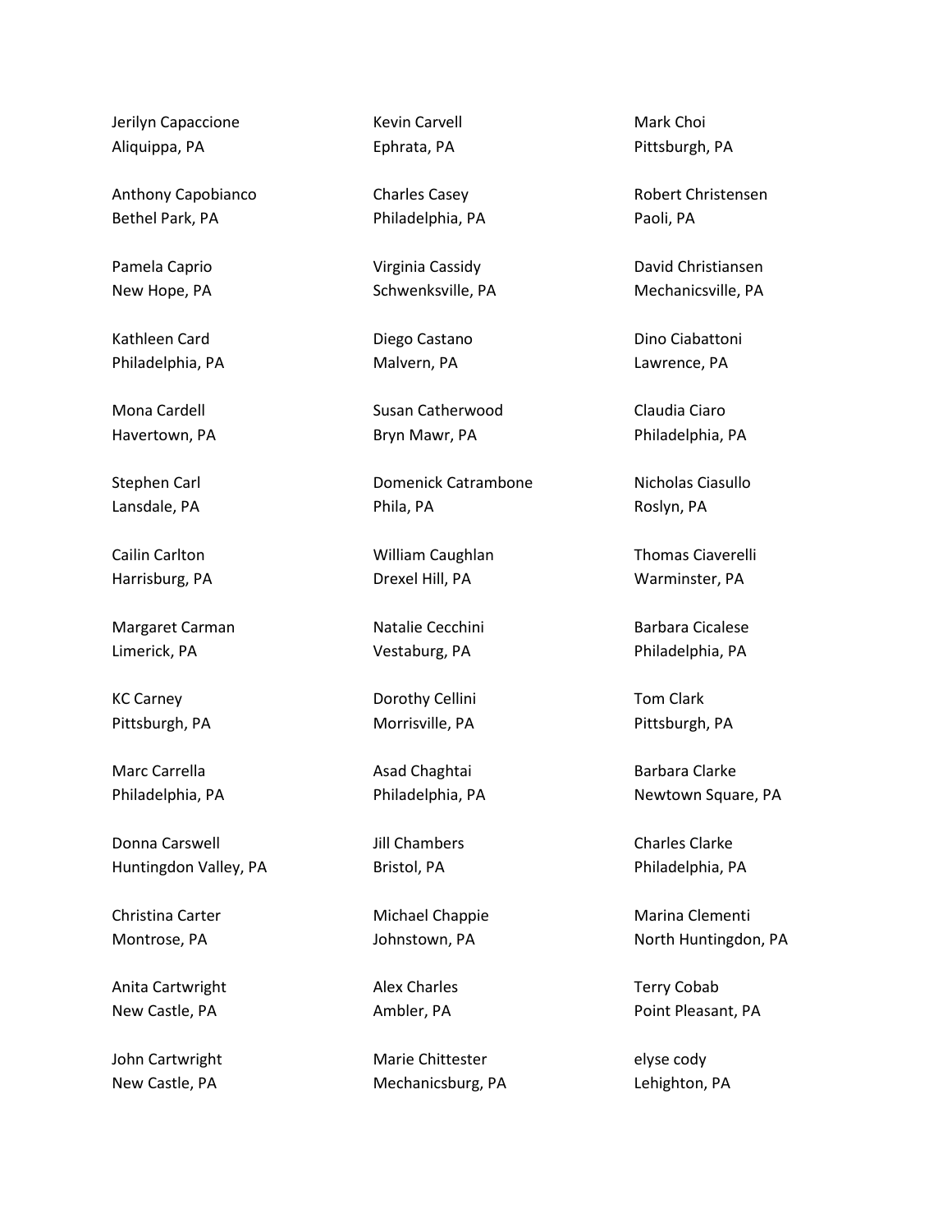Jerilyn Capaccione
Aliquippa, PA

Anthony Capobianco
Bethel Park, PA

Pamela Caprio
New Hope, PA

Kathleen Card
Philadelphia, PA

Mona Cardell
Havertown, PA

Stephen Carl
Lansdale, PA

Cailin Carlton
Harrisburg, PA

Margaret Carman
Limerick, PA

KC Carney
Pittsburgh, PA

Marc Carrella
Philadelphia, PA

Donna Carswell
Huntingdon Valley, PA

Christina Carter
Montrose, PA

Anita Cartwright
New Castle, PA

John Cartwright
New Castle, PA

Kevin Carvell
Ephrata, PA

Charles Casey
Philadelphia, PA

Virginia Cassidy
Schwenksville, PA

Diego Castano
Malvern, PA

Susan Catherwood
Bryn Mawr, PA

Domenick Catrambone
Phila, PA

William Caughlan
Drexel Hill, PA

Natalie Cecchini
Vestaburg, PA

Dorothy Cellini
Morrisville, PA

Asad Chaghtai
Philadelphia, PA

Jill Chambers
Bristol, PA

Michael Chappie
Johnstown, PA

Alex Charles
Ambler, PA

Marie Chittester
Mechanicsburg, PA

Mark Choi
Pittsburgh, PA

Robert Christensen
Paoli, PA

David Christiansen
Mechanicsville, PA

Dino Ciabattoni
Lawrence, PA

Claudia Ciaro
Philadelphia, PA

Nicholas Ciasullo
Roslyn, PA

Thomas Ciaverelli
Warminster, PA

Barbara Cicalese
Philadelphia, PA

Tom Clark
Pittsburgh, PA

Barbara Clarke
Newtown Square, PA

Charles Clarke
Philadelphia, PA

Marina Clementi
North Huntingdon, PA

Terry Cobab
Point Pleasant, PA

elyse cody
Lehighton, PA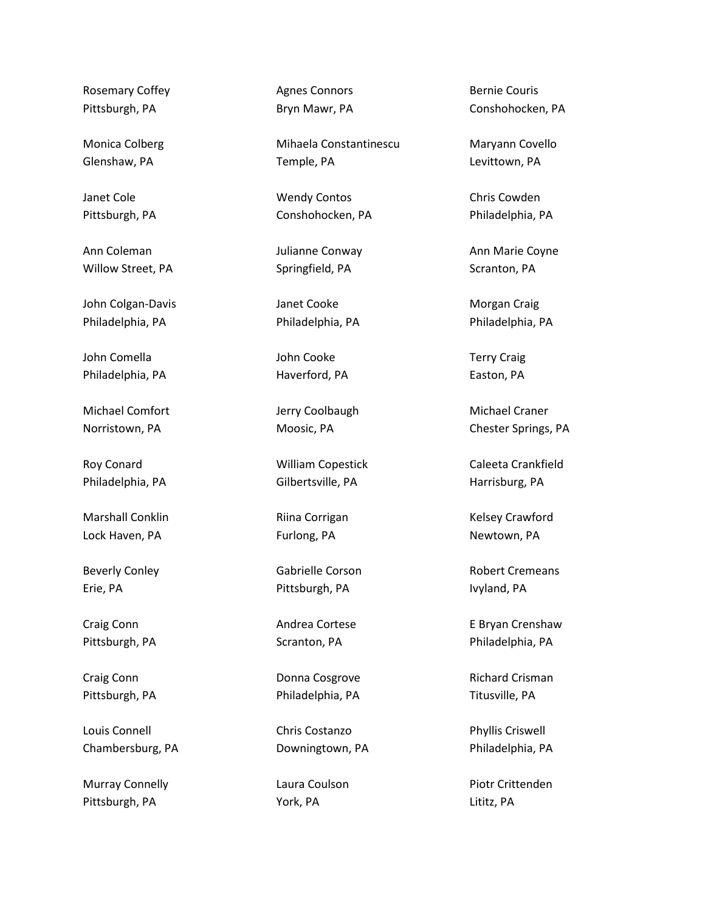Rosemary Coffey
Pittsburgh, PA

Monica Colberg
Glenshaw, PA

Janet Cole
Pittsburgh, PA

Ann Coleman
Willow Street, PA

John Colgan-Davis
Philadelphia, PA

John Comella
Philadelphia, PA

Michael Comfort
Norristown, PA

Roy Conard
Philadelphia, PA

Marshall Conklin
Lock Haven, PA

Beverly Conley
Erie, PA

Craig Conn
Pittsburgh, PA

Craig Conn
Pittsburgh, PA

Louis Connell
Chambersburg, PA

Murray Connelly
Pittsburgh, PA

Agnes Connors
Bryn Mawr, PA

Mihaela Constantinescu
Temple, PA

Wendy Contos
Conshohocken, PA

Julianne Conway
Springfield, PA

Janet Cooke
Philadelphia, PA

John Cooke
Haverford, PA

Jerry Coolbaugh
Moosic, PA

William Copestick
Gilbertsville, PA

Riina Corrigan
Furlong, PA

Gabrielle Corson
Pittsburgh, PA

Andrea Cortese
Scranton, PA

Donna Cosgrove
Philadelphia, PA

Chris Costanzo
Downingtown, PA

Laura Coulson
York, PA

Bernie Couris
Conshohocken, PA

Maryann Covello
Levittown, PA

Chris Cowden
Philadelphia, PA

Ann Marie Coyne
Scranton, PA

Morgan Craig
Philadelphia, PA

Terry Craig
Easton, PA

Michael Craner
Chester Springs, PA

Caleeta Crankfield
Harrisburg, PA

Kelsey Crawford
Newtown, PA

Robert Cremeans
Ivyland, PA

E Bryan Crenshaw
Philadelphia, PA

Richard Crisman
Titusville, PA

Phyllis Criswell
Philadelphia, PA

Piotr Crittenden
Lititz, PA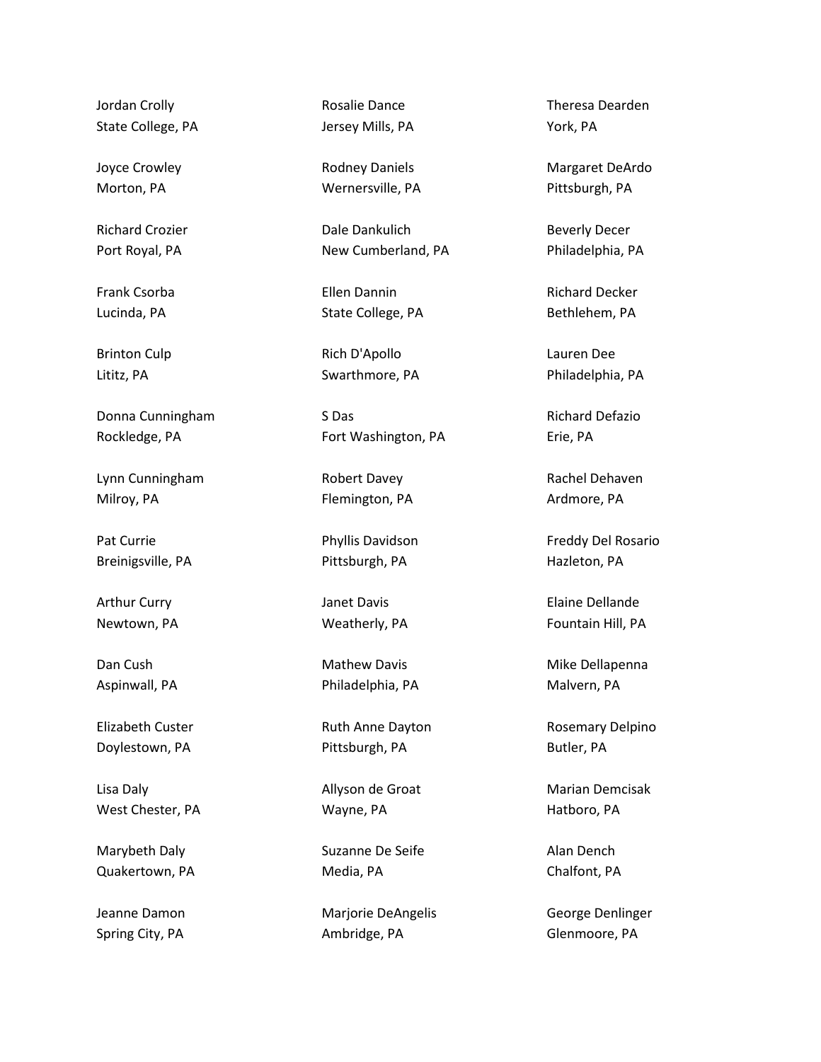Jordan Crolly
State College, PA

Joyce Crowley
Morton, PA

Richard Crozier
Port Royal, PA

Frank Csorba
Lucinda, PA

Brinton Culp
Lititz, PA

Donna Cunningham
Rockledge, PA

Lynn Cunningham
Milroy, PA

Pat Currie
Breinigsville, PA

Arthur Curry
Newtown, PA

Dan Cush
Aspinwall, PA

Elizabeth Custer
Doylestown, PA

Lisa Daly
West Chester, PA

Marybeth Daly
Quakertown, PA

Jeanne Damon
Spring City, PA

Rosalie Dance
Jersey Mills, PA

Rodney Daniels
Wernersville, PA

Dale Dankulich
New Cumberland, PA

Ellen Dannin
State College, PA

Rich D'Apollo
Swarthmore, PA

S Das
Fort Washington, PA

Robert Davey
Flemington, PA

Phyllis Davidson
Pittsburgh, PA

Janet Davis
Weatherly, PA

Mathew Davis
Philadelphia, PA

Ruth Anne Dayton
Pittsburgh, PA

Allyson de Groat
Wayne, PA

Suzanne De Seife
Media, PA

Marjorie DeAngelis
Ambridge, PA

Theresa Dearden
York, PA

Margaret DeArdo
Pittsburgh, PA

Beverly Decer
Philadelphia, PA

Richard Decker
Bethlehem, PA

Lauren Dee
Philadelphia, PA

Richard Defazio
Erie, PA

Rachel Dehaven
Ardmore, PA

Freddy Del Rosario
Hazleton, PA

Elaine Dellande
Fountain Hill, PA

Mike Dellapenna
Malvern, PA

Rosemary Delpino
Butler, PA

Marian Demcisak
Hatboro, PA

Alan Dench
Chalfont, PA

George Denlinger
Glenmoore, PA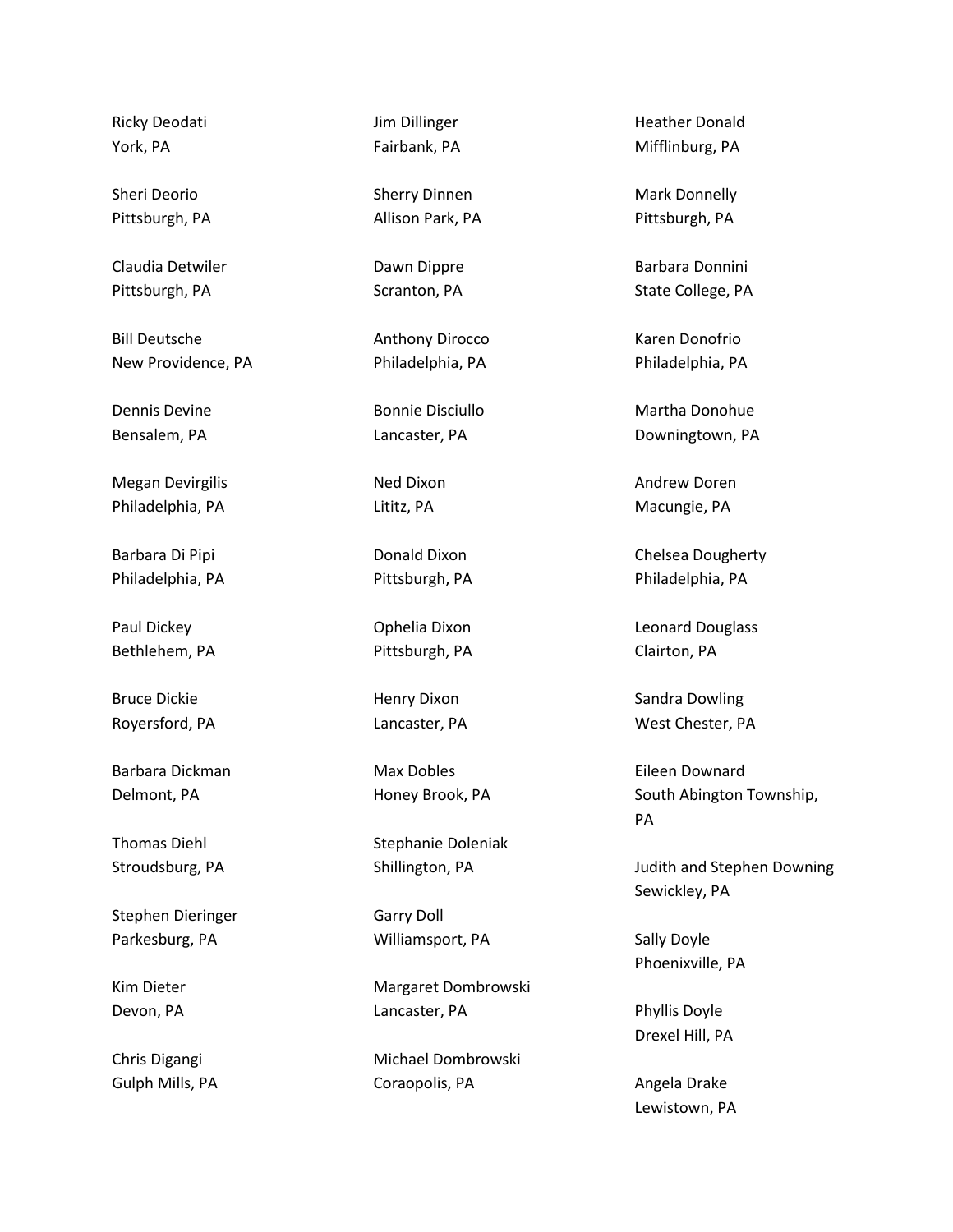Ricky Deodati
York, PA

Sheri Deorio
Pittsburgh, PA

Claudia Detwiler
Pittsburgh, PA

Bill Deutsche
New Providence, PA

Dennis Devine
Bensalem, PA

Megan Devirgilis
Philadelphia, PA

Barbara Di Pipi
Philadelphia, PA

Paul Dickey
Bethlehem, PA

Bruce Dickie
Royersford, PA

Barbara Dickman
Delmont, PA

Thomas Diehl
Stroudsburg, PA

Stephen Dieringer
Parkesburg, PA

Kim Dieter
Devon, PA

Chris Digangi
Gulph Mills, PA

Jim Dillinger
Fairbank, PA

Sherry Dinnen
Allison Park, PA

Dawn Dippre
Scranton, PA

Anthony Dirocco
Philadelphia, PA

Bonnie Disciullo
Lancaster, PA

Ned Dixon
Lititz, PA

Donald Dixon
Pittsburgh, PA

Ophelia Dixon
Pittsburgh, PA

Henry Dixon
Lancaster, PA

Max Dobles
Honey Brook, PA

Stephanie Doleniak
Shillington, PA

Garry Doll
Williamsport, PA

Margaret Dombrowski
Lancaster, PA

Michael Dombrowski
Coraopolis, PA

Heather Donald
Mifflinburg, PA

Mark Donnelly
Pittsburgh, PA

Barbara Donnini
State College, PA

Karen Donofrio
Philadelphia, PA

Martha Donohue
Downingtown, PA

Andrew Doren
Macungie, PA

Chelsea Dougherty
Philadelphia, PA

Leonard Douglass
Clairton, PA

Sandra Dowling
West Chester, PA

Eileen Downard
South Abington Township, PA

Judith and Stephen Downing
Sewickley, PA

Sally Doyle
Phoenixville, PA

Phyllis Doyle
Drexel Hill, PA

Angela Drake
Lewistown, PA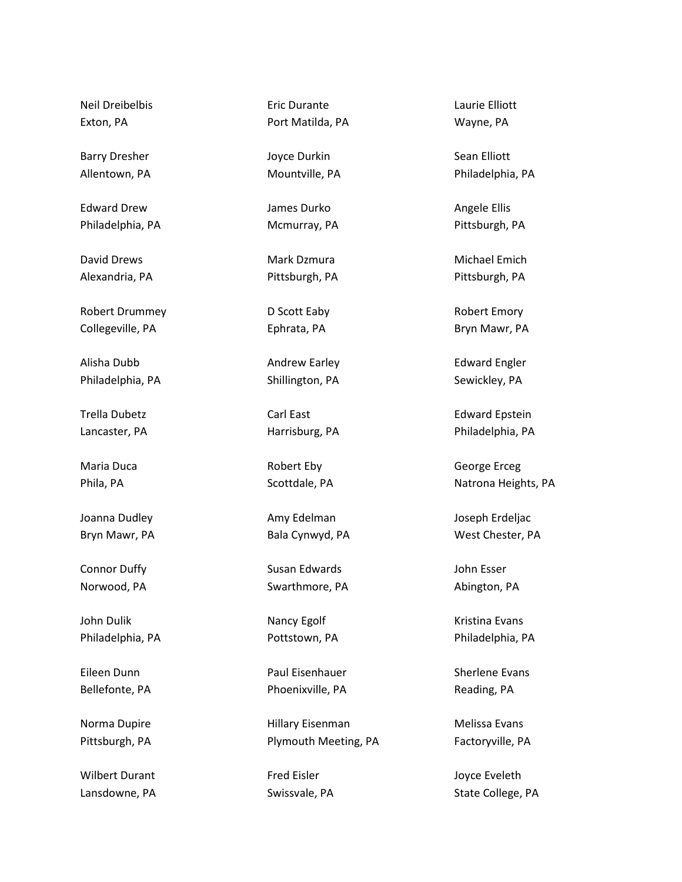Neil Dreibelbis
Exton, PA

Barry Dresher
Allentown, PA

Edward Drew
Philadelphia, PA

David Drews
Alexandria, PA

Robert Drummey
Collegeville, PA

Alisha Dubb
Philadelphia, PA

Trella Dubetz
Lancaster, PA

Maria Duca
Phila, PA

Joanna Dudley
Bryn Mawr, PA

Connor Duffy
Norwood, PA

John Dulik
Philadelphia, PA

Eileen Dunn
Bellefonte, PA

Norma Dupire
Pittsburgh, PA

Wilbert Durant
Lansdowne, PA

Eric Durante
Port Matilda, PA

Joyce Durkin
Mountville, PA

James Durko
Mcmurray, PA

Mark Dzmura
Pittsburgh, PA

D Scott Eaby
Ephrata, PA

Andrew Earley
Shillington, PA

Carl East
Harrisburg, PA

Robert Eby
Scottdale, PA

Amy Edelman
Bala Cynwyd, PA

Susan Edwards
Swarthmore, PA

Nancy Egolf
Pottstown, PA

Paul Eisenhauer
Phoenixville, PA

Hillary Eisenman
Plymouth Meeting, PA

Fred Eisler
Swissvale, PA

Laurie Elliott
Wayne, PA

Sean Elliott
Philadelphia, PA

Angele Ellis
Pittsburgh, PA

Michael Emich
Pittsburgh, PA

Robert Emory
Bryn Mawr, PA

Edward Engler
Sewickley, PA

Edward Epstein
Philadelphia, PA

George Erceg
Natrona Heights, PA

Joseph Erdeljac
West Chester, PA

John Esser
Abington, PA

Kristina Evans
Philadelphia, PA

Sherlene Evans
Reading, PA

Melissa Evans
Factoryville, PA

Joyce Eveleth
State College, PA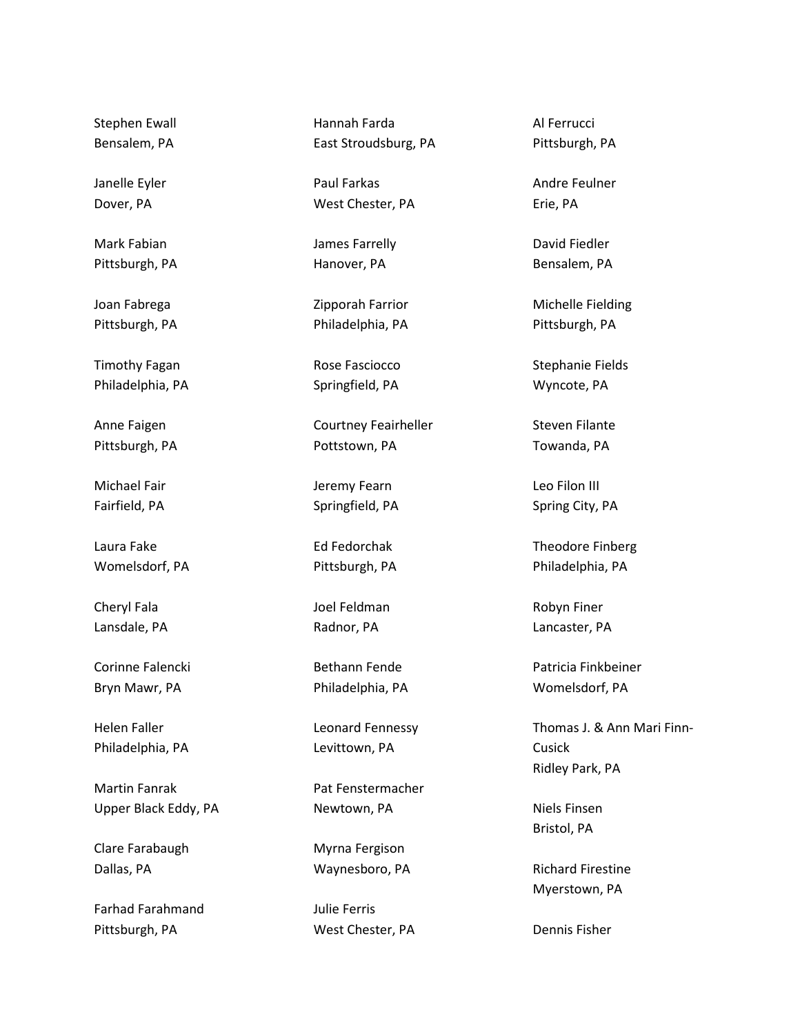Stephen Ewall
Bensalem, PA

Janelle Eyler
Dover, PA

Mark Fabian
Pittsburgh, PA

Joan Fabrega
Pittsburgh, PA

Timothy Fagan
Philadelphia, PA

Anne Faigen
Pittsburgh, PA

Michael Fair
Fairfield, PA

Laura Fake
Womelsdorf, PA

Cheryl Fala
Lansdale, PA

Corinne Falencki
Bryn Mawr, PA

Helen Faller
Philadelphia, PA

Martin Fanrak
Upper Black Eddy, PA

Clare Farabaugh
Dallas, PA

Farhad Farahmand
Pittsburgh, PA

Hannah Farda
East Stroudsburg, PA

Paul Farkas
West Chester, PA

James Farrelly
Hanover, PA

Zipporah Farrior
Philadelphia, PA

Rose Fasciocco
Springfield, PA

Courtney Feairheller
Pottstown, PA

Jeremy Fearn
Springfield, PA

Ed Fedorchak
Pittsburgh, PA

Joel Feldman
Radnor, PA

Bethann Fende
Philadelphia, PA

Leonard Fennessy
Levittown, PA

Pat Fenstermacher
Newtown, PA

Myrna Fergison
Waynesboro, PA

Julie Ferris
West Chester, PA

Al Ferrucci
Pittsburgh, PA

Andre Feulner
Erie, PA

David Fiedler
Bensalem, PA

Michelle Fielding
Pittsburgh, PA

Stephanie Fields
Wyncote, PA

Steven Filante
Towanda, PA

Leo Filon III
Spring City, PA

Theodore Finberg
Philadelphia, PA

Robyn Finer
Lancaster, PA

Patricia Finkbeiner
Womelsdorf, PA

Thomas J. & Ann Mari Finn-Cusick
Ridley Park, PA

Niels Finsen
Bristol, PA

Richard Firestine
Myerstown, PA

Dennis Fisher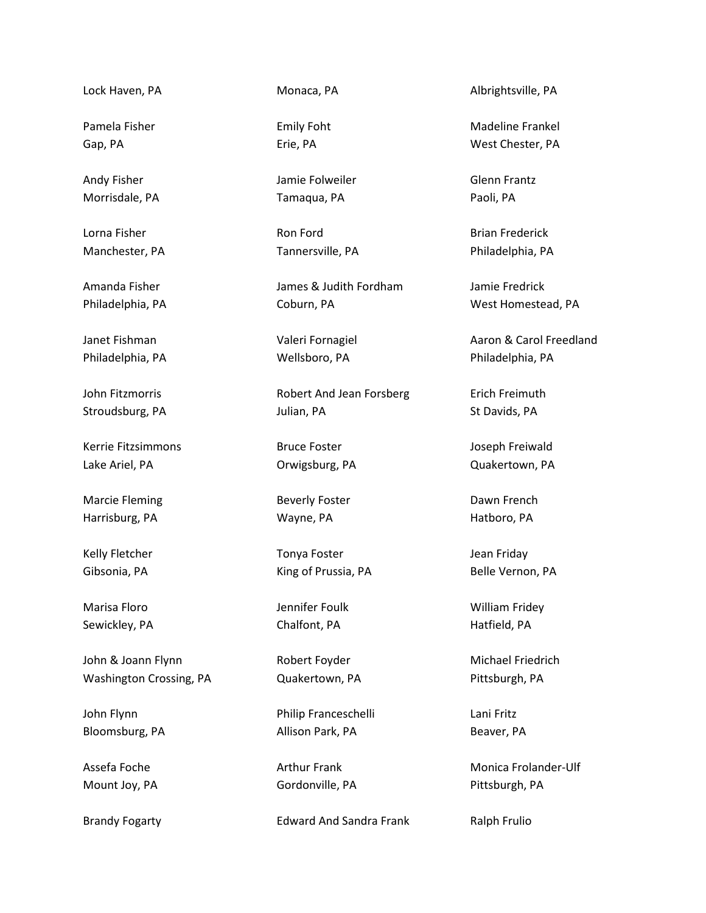Lock Haven, PA

Pamela Fisher
Gap, PA

Andy Fisher
Morrisdale, PA

Lorna Fisher
Manchester, PA

Amanda Fisher
Philadelphia, PA

Janet Fishman
Philadelphia, PA

John Fitzmorris
Stroudsburg, PA

Kerrie Fitzsimmons
Lake Ariel, PA

Marcie Fleming
Harrisburg, PA

Kelly Fletcher
Gibsonia, PA

Marisa Floro
Sewickley, PA

John & Joann Flynn
Washington Crossing, PA

John Flynn
Bloomsburg, PA

Assefa Foche
Mount Joy, PA

Brandy Fogarty

Monaca, PA

Emily Foht
Erie, PA

Jamie Folweiler
Tamaqua, PA

Ron Ford
Tannersville, PA

James & Judith Fordham
Coburn, PA

Valeri Fornagiel
Wellsboro, PA

Robert And Jean Forsberg
Julian, PA

Bruce Foster
Orwigsburg, PA

Beverly Foster
Wayne, PA

Tonya Foster
King of Prussia, PA

Jennifer Foulk
Chalfont, PA

Robert Foyder
Quakertown, PA

Philip Franceschelli
Allison Park, PA

Arthur Frank
Gordonville, PA

Edward And Sandra Frank

Albrightsville, PA

Madeline Frankel
West Chester, PA

Glenn Frantz
Paoli, PA

Brian Frederick
Philadelphia, PA

Jamie Fredrick
West Homestead, PA

Aaron & Carol Freedland
Philadelphia, PA

Erich Freimuth
St Davids, PA

Joseph Freiwald
Quakertown, PA

Dawn French
Hatboro, PA

Jean Friday
Belle Vernon, PA

William Fridey
Hatfield, PA

Michael Friedrich
Pittsburgh, PA

Lani Fritz
Beaver, PA

Monica Frolander-Ulf
Pittsburgh, PA

Ralph Frulio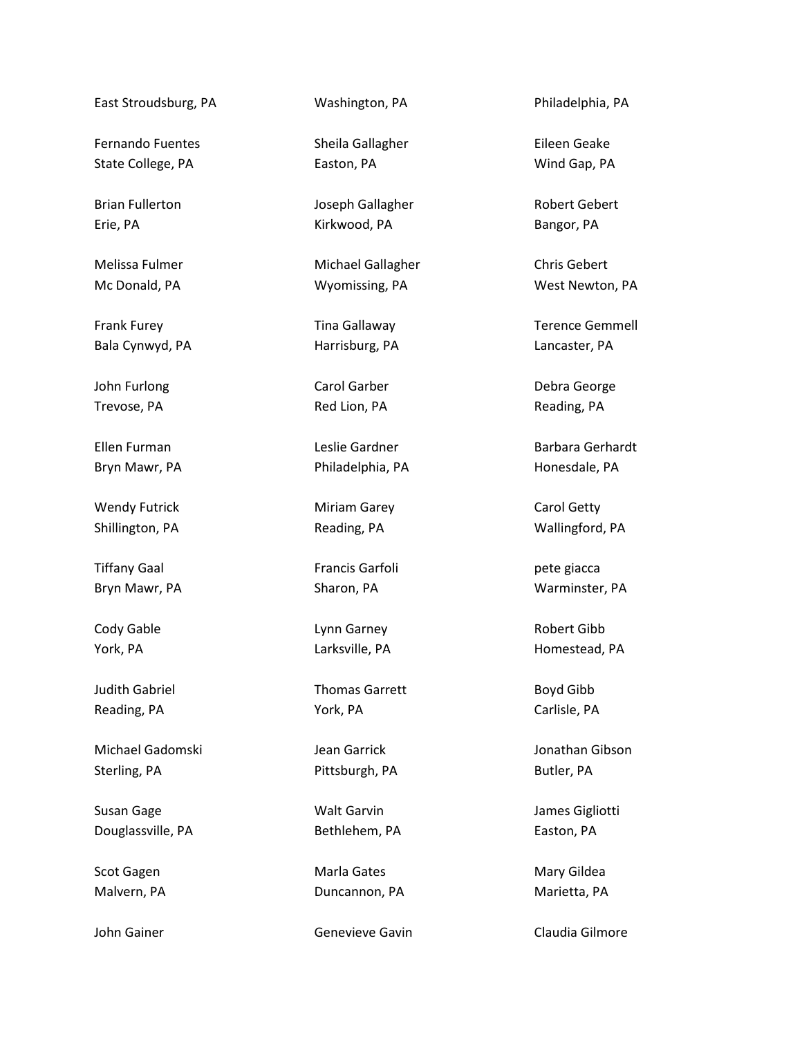East Stroudsburg, PA

Fernando Fuentes
State College, PA

Brian Fullerton
Erie, PA

Melissa Fulmer
Mc Donald, PA

Frank Furey
Bala Cynwyd, PA

John Furlong
Trevose, PA

Ellen Furman
Bryn Mawr, PA

Wendy Futrick
Shillington, PA

Tiffany Gaal
Bryn Mawr, PA

Cody Gable
York, PA

Judith Gabriel
Reading, PA

Michael Gadomski
Sterling, PA

Susan Gage
Douglassville, PA

Scot Gagen
Malvern, PA

John Gainer

Washington, PA

Sheila Gallagher
Easton, PA

Joseph Gallagher
Kirkwood, PA

Michael Gallagher
Wyomissing, PA

Tina Gallaway
Harrisburg, PA

Carol Garber
Red Lion, PA

Leslie Gardner
Philadelphia, PA

Miriam Garey
Reading, PA

Francis Garfoli
Sharon, PA

Lynn Garney
Larksville, PA

Thomas Garrett
York, PA

Jean Garrick
Pittsburgh, PA

Walt Garvin
Bethlehem, PA

Marla Gates
Duncannon, PA

Genevieve Gavin

Philadelphia, PA

Eileen Geake
Wind Gap, PA

Robert Gebert
Bangor, PA

Chris Gebert
West Newton, PA

Terence Gemmell
Lancaster, PA

Debra George
Reading, PA

Barbara Gerhardt
Honesdale, PA

Carol Getty
Wallingford, PA

pete giacca
Warminster, PA

Robert Gibb
Homestead, PA

Boyd Gibb
Carlisle, PA

Jonathan Gibson
Butler, PA

James Gigliotti
Easton, PA

Mary Gildea
Marietta, PA

Claudia Gilmore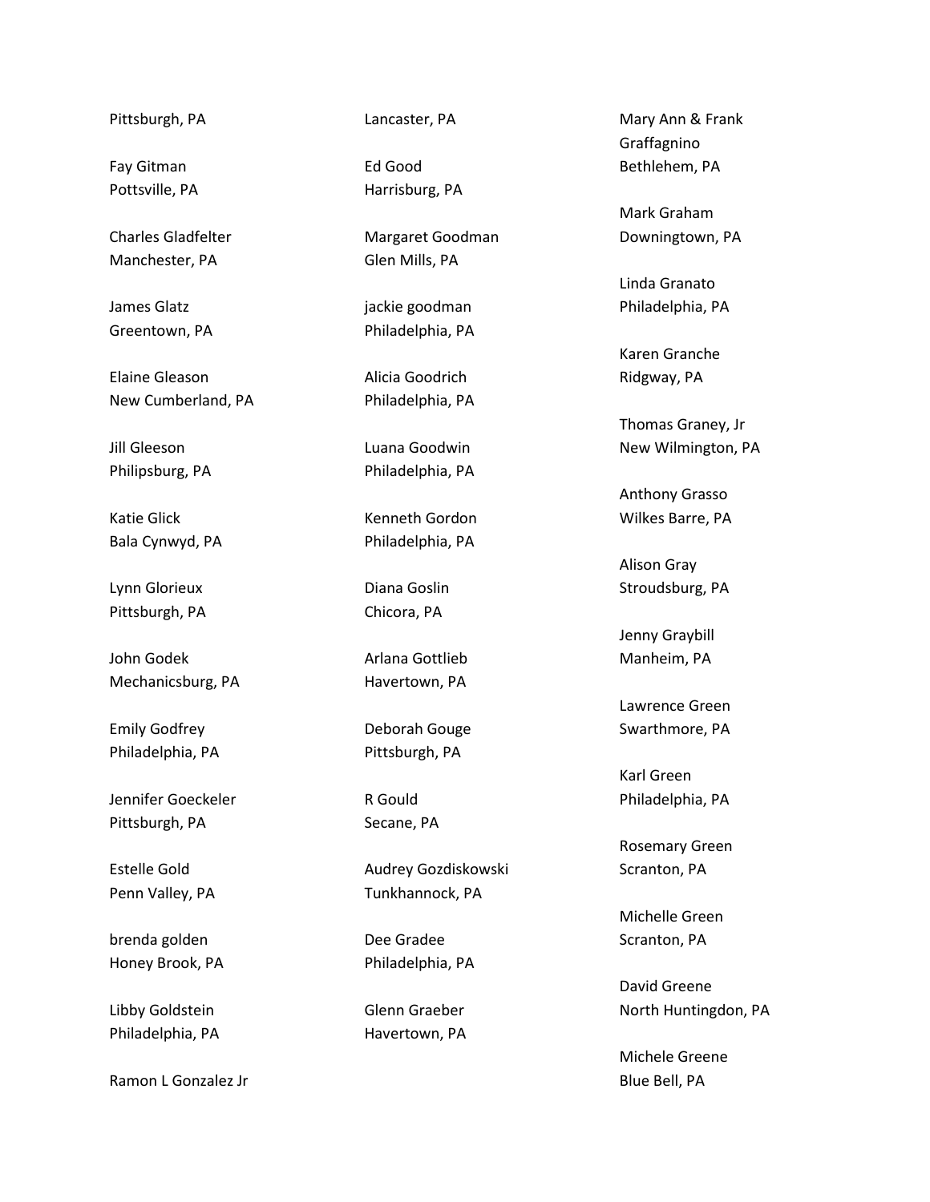Pittsburgh, PA

Fay Gitman
Pottsville, PA

Charles Gladfelter
Manchester, PA

James Glatz
Greentown, PA

Elaine Gleason
New Cumberland, PA

Jill Gleeson
Philipsburg, PA

Katie Glick
Bala Cynwyd, PA

Lynn Glorieux
Pittsburgh, PA

John Godek
Mechanicsburg, PA

Emily Godfrey
Philadelphia, PA

Jennifer Goeckeler
Pittsburgh, PA

Estelle Gold
Penn Valley, PA

brenda golden
Honey Brook, PA

Libby Goldstein
Philadelphia, PA

Ramon L Gonzalez Jr
Lancaster, PA

Ed Good
Harrisburg, PA

Margaret Goodman
Glen Mills, PA

jackie goodman
Philadelphia, PA

Alicia Goodrich
Philadelphia, PA

Luana Goodwin
Philadelphia, PA

Kenneth Gordon
Philadelphia, PA

Diana Goslin
Chicora, PA

Arlana Gottlieb
Havertown, PA

Deborah Gouge
Pittsburgh, PA

R Gould
Secane, PA

Audrey Gozdiskowski
Tunkhannock, PA

Dee Gradee
Philadelphia, PA

Glenn Graeber
Havertown, PA

Mary Ann & Frank Graffagnino
Bethlehem, PA

Mark Graham
Downingtown, PA

Linda Granato
Philadelphia, PA

Karen Granche
Ridgway, PA

Thomas Graney, Jr
New Wilmington, PA

Anthony Grasso
Wilkes Barre, PA

Alison Gray
Stroudsburg, PA

Jenny Graybill
Manheim, PA

Lawrence Green
Swarthmore, PA

Karl Green
Philadelphia, PA

Rosemary Green
Scranton, PA

Michelle Green
Scranton, PA

David Greene
North Huntingdon, PA

Michele Greene
Blue Bell, PA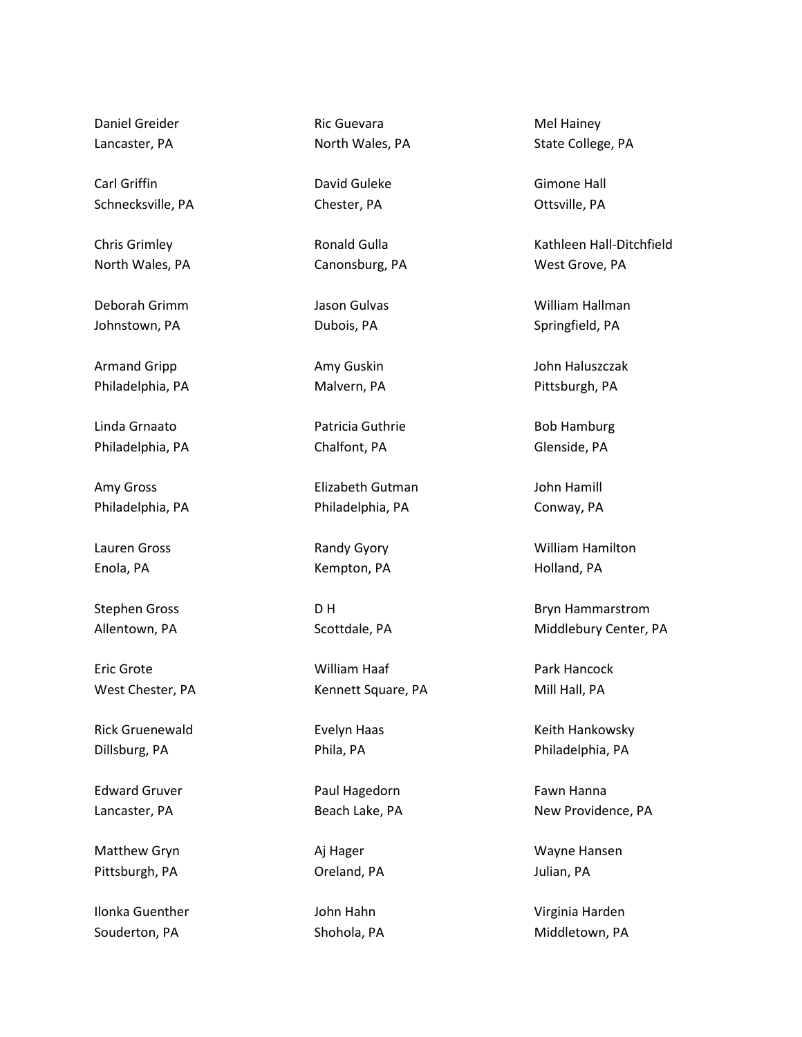Daniel Greider
Lancaster, PA

Carl Griffin
Schnecksville, PA

Chris Grimley
North Wales, PA

Deborah Grimm
Johnstown, PA

Armand Gripp
Philadelphia, PA

Linda Grnaato
Philadelphia, PA

Amy Gross
Philadelphia, PA

Lauren Gross
Enola, PA

Stephen Gross
Allentown, PA

Eric Grote
West Chester, PA

Rick Gruenewald
Dillsburg, PA

Edward Gruver
Lancaster, PA

Matthew Gryn
Pittsburgh, PA

Ilonka Guenther
Souderton, PA

Ric Guevara
North Wales, PA

David Guleke
Chester, PA

Ronald Gulla
Canonsburg, PA

Jason Gulvas
Dubois, PA

Amy Guskin
Malvern, PA

Patricia Guthrie
Chalfont, PA

Elizabeth Gutman
Philadelphia, PA

Randy Gyory
Kempton, PA

D H
Scottdale, PA

William Haaf
Kennett Square, PA

Evelyn Haas
Phila, PA

Paul Hagedorn
Beach Lake, PA

Aj Hager
Oreland, PA

John Hahn
Shohola, PA

Mel Hainey
State College, PA

Gimone Hall
Ottsville, PA

Kathleen Hall-Ditchfield
West Grove, PA

William Hallman
Springfield, PA

John Haluszczak
Pittsburgh, PA

Bob Hamburg
Glenside, PA

John Hamill
Conway, PA

William Hamilton
Holland, PA

Bryn Hammarstrom
Middlebury Center, PA

Park Hancock
Mill Hall, PA

Keith Hankowsky
Philadelphia, PA

Fawn Hanna
New Providence, PA

Wayne Hansen
Julian, PA

Virginia Harden
Middletown, PA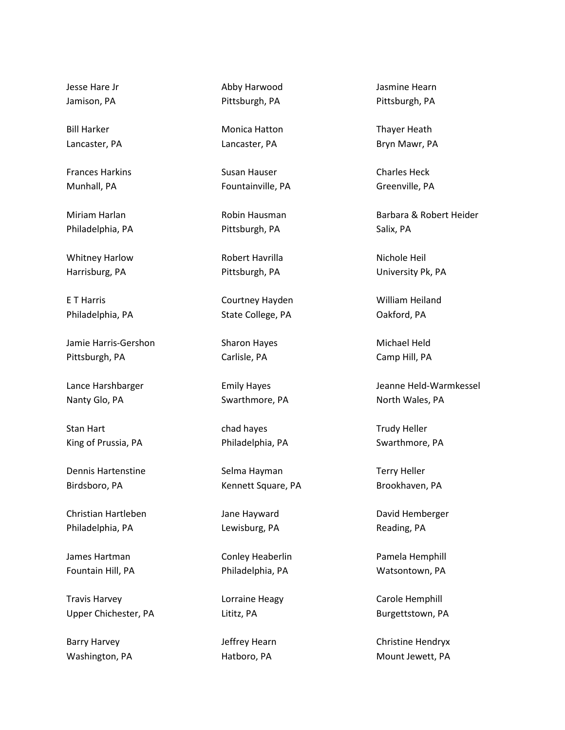Jesse Hare Jr
Jamison, PA

Bill Harker
Lancaster, PA

Frances Harkins
Munhall, PA

Miriam Harlan
Philadelphia, PA

Whitney Harlow
Harrisburg, PA

E T Harris
Philadelphia, PA

Jamie Harris-Gershon
Pittsburgh, PA

Lance Harshbarger
Nanty Glo, PA

Stan Hart
King of Prussia, PA

Dennis Hartenstine
Birdsboro, PA

Christian Hartleben
Philadelphia, PA

James Hartman
Fountain Hill, PA

Travis Harvey
Upper Chichester, PA

Barry Harvey
Washington, PA

Abby Harwood
Pittsburgh, PA

Monica Hatton
Lancaster, PA

Susan Hauser
Fountainville, PA

Robin Hausman
Pittsburgh, PA

Robert Havrilla
Pittsburgh, PA

Courtney Hayden
State College, PA

Sharon Hayes
Carlisle, PA

Emily Hayes
Swarthmore, PA

chad hayes
Philadelphia, PA

Selma Hayman
Kennett Square, PA

Jane Hayward
Lewisburg, PA

Conley Heaberlin
Philadelphia, PA

Lorraine Heagy
Lititz, PA

Jeffrey Hearn
Hatboro, PA

Jasmine Hearn
Pittsburgh, PA

Thayer Heath
Bryn Mawr, PA

Charles Heck
Greenville, PA

Barbara & Robert Heider
Salix, PA

Nichole Heil
University Pk, PA

William Heiland
Oakford, PA

Michael Held
Camp Hill, PA

Jeanne Held-Warmkessel
North Wales, PA

Trudy Heller
Swarthmore, PA

Terry Heller
Brookhaven, PA

David Hemberger
Reading, PA

Pamela Hemphill
Watsontown, PA

Carole Hemphill
Burgettstown, PA

Christine Hendryx
Mount Jewett, PA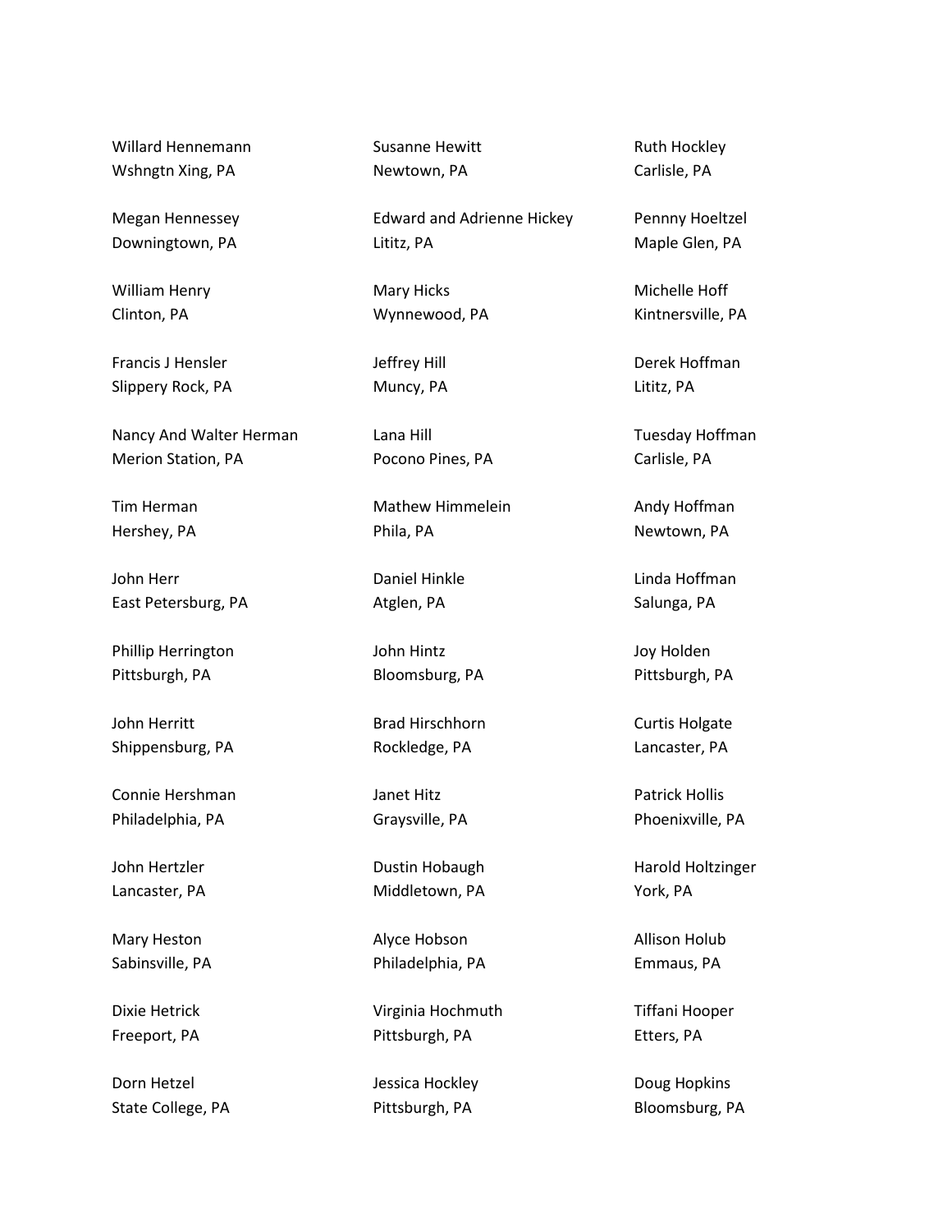Willard Hennemann
Wshngtn Xing, PA

Megan Hennessey
Downingtown, PA

William Henry
Clinton, PA

Francis J Hensler
Slippery Rock, PA

Nancy And Walter Herman
Merion Station, PA

Tim Herman
Hershey, PA

John Herr
East Petersburg, PA

Phillip Herrington
Pittsburgh, PA

John Herritt
Shippensburg, PA

Connie Hershman
Philadelphia, PA

John Hertzler
Lancaster, PA

Mary Heston
Sabinsville, PA

Dixie Hetrick
Freeport, PA

Dorn Hetzel
State College, PA

Susanne Hewitt
Newtown, PA

Edward and Adrienne Hickey
Lititz, PA

Mary Hicks
Wynnewood, PA

Jeffrey Hill
Muncy, PA

Lana Hill
Pocono Pines, PA

Mathew Himmelein
Phila, PA

Daniel Hinkle
Atglen, PA

John Hintz
Bloomsburg, PA

Brad Hirschhorn
Rockledge, PA

Janet Hitz
Graysville, PA

Dustin Hobaugh
Middletown, PA

Alyce Hobson
Philadelphia, PA

Virginia Hochmuth
Pittsburgh, PA

Jessica Hockley
Pittsburgh, PA

Ruth Hockley
Carlisle, PA

Pennny Hoeltzel
Maple Glen, PA

Michelle Hoff
Kintnersville, PA

Derek Hoffman
Lititz, PA

Tuesday Hoffman
Carlisle, PA

Andy Hoffman
Newtown, PA

Linda Hoffman
Salunga, PA

Joy Holden
Pittsburgh, PA

Curtis Holgate
Lancaster, PA

Patrick Hollis
Phoenixville, PA

Harold Holtzinger
York, PA

Allison Holub
Emmaus, PA

Tiffani Hooper
Etters, PA

Doug Hopkins
Bloomsburg, PA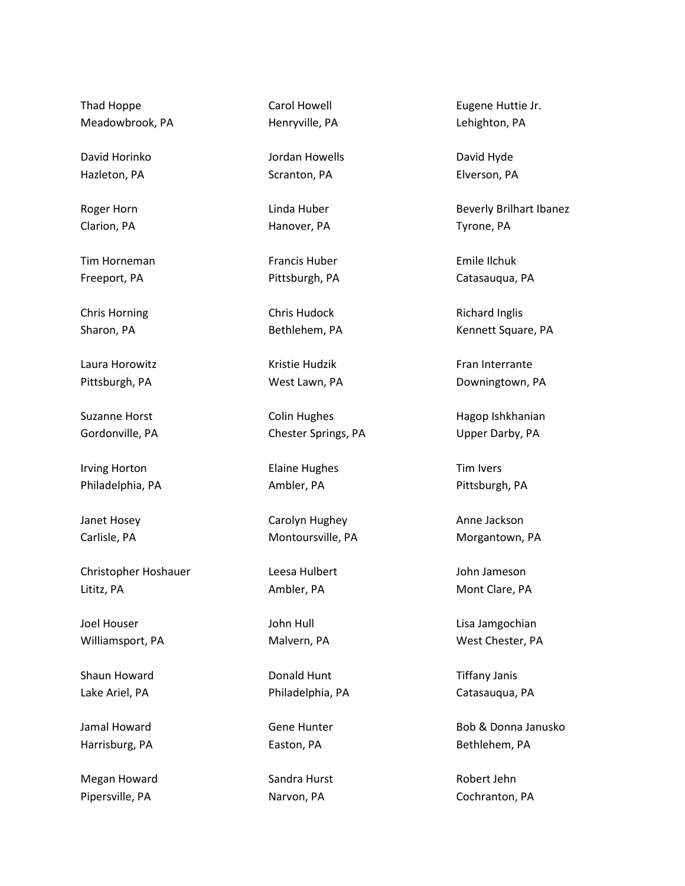Thad Hoppe
Meadowbrook, PA

David Horinko
Hazleton, PA

Roger Horn
Clarion, PA

Tim Horneman
Freeport, PA

Chris Horning
Sharon, PA

Laura Horowitz
Pittsburgh, PA

Suzanne Horst
Gordonville, PA

Irving Horton
Philadelphia, PA

Janet Hosey
Carlisle, PA

Christopher Hoshauer
Lititz, PA

Joel Houser
Williamsport, PA

Shaun Howard
Lake Ariel, PA

Jamal Howard
Harrisburg, PA

Megan Howard
Pipersville, PA

Carol Howell
Henryville, PA

Jordan Howells
Scranton, PA

Linda Huber
Hanover, PA

Francis Huber
Pittsburgh, PA

Chris Hudock
Bethlehem, PA

Kristie Hudzik
West Lawn, PA

Colin Hughes
Chester Springs, PA

Elaine Hughes
Ambler, PA

Carolyn Hughey
Montoursville, PA

Leesa Hulbert
Ambler, PA

John Hull
Malvern, PA

Donald Hunt
Philadelphia, PA

Gene Hunter
Easton, PA

Sandra Hurst
Narvon, PA

Eugene Huttie Jr.
Lehighton, PA

David Hyde
Elverson, PA

Beverly Brilhart Ibanez
Tyrone, PA

Emile Ilchuk
Catasauqua, PA

Richard Inglis
Kennett Square, PA

Fran Interrante
Downingtown, PA

Hagop Ishkhanian
Upper Darby, PA

Tim Ivers
Pittsburgh, PA

Anne Jackson
Morgantown, PA

John Jameson
Mont Clare, PA

Lisa Jamgochian
West Chester, PA

Tiffany Janis
Catasauqua, PA

Bob & Donna Janusko
Bethlehem, PA

Robert Jehn
Cochranton, PA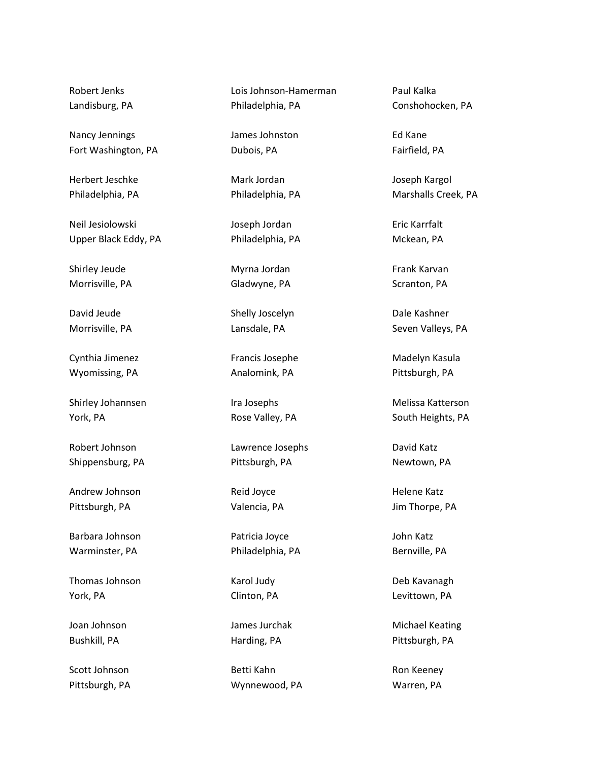Robert Jenks
Landisburg, PA

Nancy Jennings
Fort Washington, PA

Herbert Jeschke
Philadelphia, PA

Neil Jesiolowski
Upper Black Eddy, PA

Shirley Jeude
Morrisville, PA

David Jeude
Morrisville, PA

Cynthia Jimenez
Wyomissing, PA

Shirley Johannsen
York, PA

Robert Johnson
Shippensburg, PA

Andrew Johnson
Pittsburgh, PA

Barbara Johnson
Warminster, PA

Thomas Johnson
York, PA

Joan Johnson
Bushkill, PA

Scott Johnson
Pittsburgh, PA

Lois Johnson-Hamerman
Philadelphia, PA

James Johnston
Dubois, PA

Mark Jordan
Philadelphia, PA

Joseph Jordan
Philadelphia, PA

Myrna Jordan
Gladwyne, PA

Shelly Joscelyn
Lansdale, PA

Francis Josephe
Analomink, PA

Ira Josephs
Rose Valley, PA

Lawrence Josephs
Pittsburgh, PA

Reid Joyce
Valencia, PA

Patricia Joyce
Philadelphia, PA

Karol Judy
Clinton, PA

James Jurchak
Harding, PA

Betti Kahn
Wynnewood, PA

Paul Kalka
Conshohocken, PA

Ed Kane
Fairfield, PA

Joseph Kargol
Marshalls Creek, PA

Eric Karrfalt
Mckean, PA

Frank Karvan
Scranton, PA

Dale Kashner
Seven Valleys, PA

Madelyn Kasula
Pittsburgh, PA

Melissa Katterson
South Heights, PA

David Katz
Newtown, PA

Helene Katz
Jim Thorpe, PA

John Katz
Bernville, PA

Deb Kavanagh
Levittown, PA

Michael Keating
Pittsburgh, PA

Ron Keeney
Warren, PA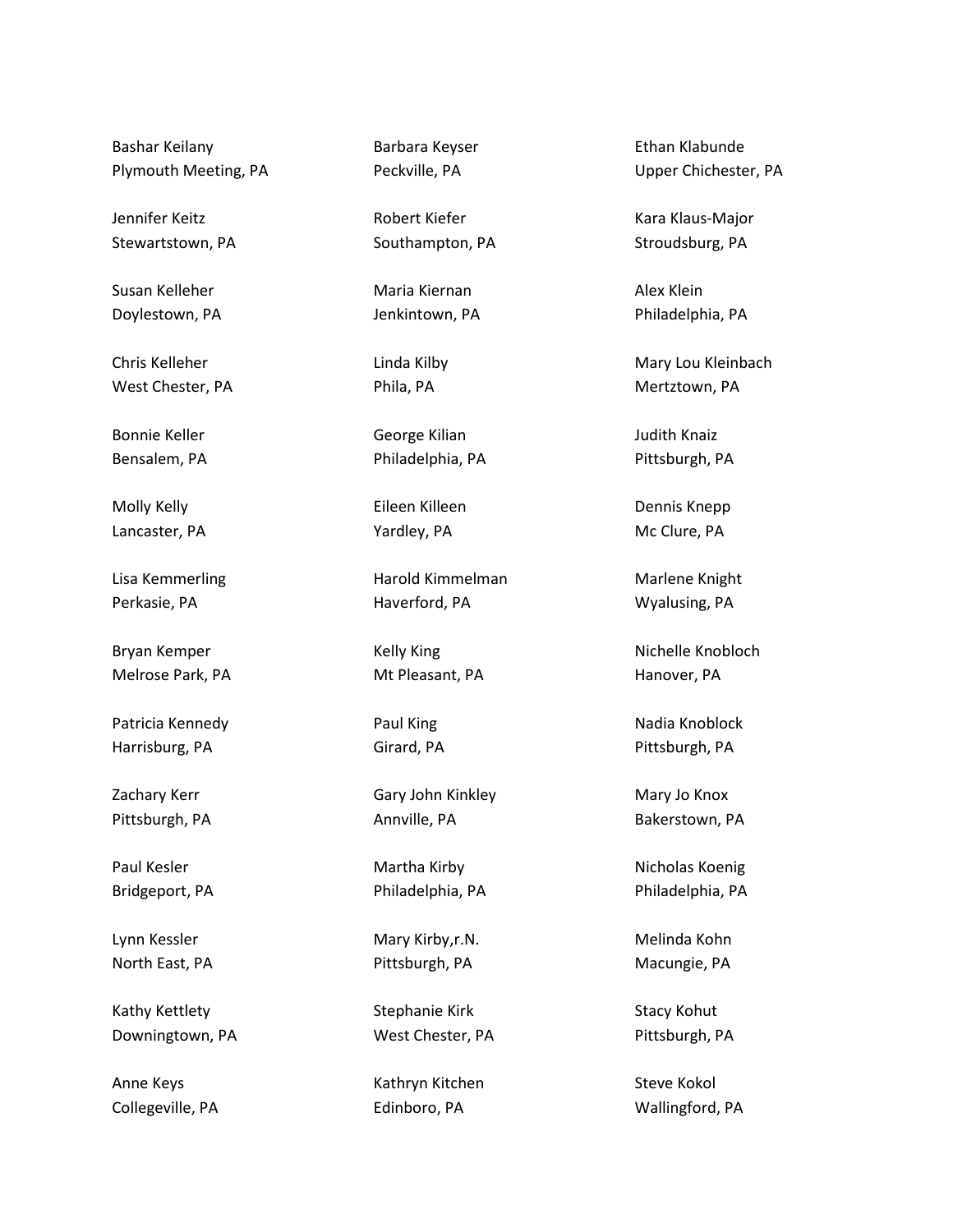Bashar Keilany
Plymouth Meeting, PA

Jennifer Keitz
Stewartstown, PA

Susan Kelleher
Doylestown, PA

Chris Kelleher
West Chester, PA

Bonnie Keller
Bensalem, PA

Molly Kelly
Lancaster, PA

Lisa Kemmerling
Perkasie, PA

Bryan Kemper
Melrose Park, PA

Patricia Kennedy
Harrisburg, PA

Zachary Kerr
Pittsburgh, PA

Paul Kesler
Bridgeport, PA

Lynn Kessler
North East, PA

Kathy Kettlety
Downingtown, PA

Anne Keys
Collegeville, PA

Barbara Keyser
Peckville, PA

Robert Kiefer
Southampton, PA

Maria Kiernan
Jenkintown, PA

Linda Kilby
Phila, PA

George Kilian
Philadelphia, PA

Eileen Killeen
Yardley, PA

Harold Kimmelman
Haverford, PA

Kelly King
Mt Pleasant, PA

Paul King
Girard, PA

Gary John Kinkley
Annville, PA

Martha Kirby
Philadelphia, PA

Mary Kirby,r.N.
Pittsburgh, PA

Stephanie Kirk
West Chester, PA

Kathryn Kitchen
Edinboro, PA

Ethan Klabunde
Upper Chichester, PA

Kara Klaus-Major
Stroudsburg, PA

Alex Klein
Philadelphia, PA

Mary Lou Kleinbach
Mertztown, PA

Judith Knaiz
Pittsburgh, PA

Dennis Knepp
Mc Clure, PA

Marlene Knight
Wyalusing, PA

Nichelle Knobloch
Hanover, PA

Nadia Knoblock
Pittsburgh, PA

Mary Jo Knox
Bakerstown, PA

Nicholas Koenig
Philadelphia, PA

Melinda Kohn
Macungie, PA

Stacy Kohut
Pittsburgh, PA

Steve Kokol
Wallingford, PA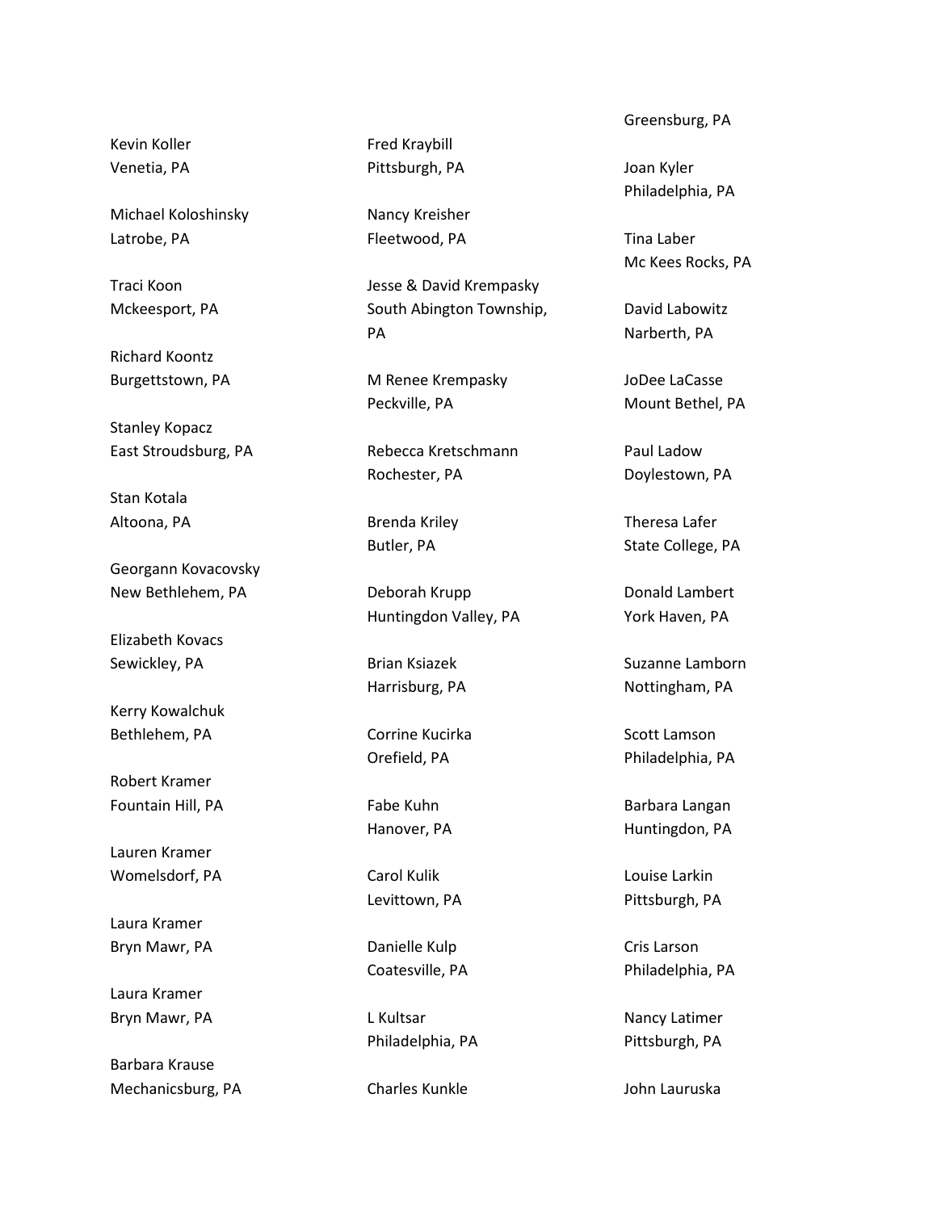Kevin Koller
Venetia, PA

Michael Koloshinsky
Latrobe, PA

Traci Koon
Mckeesport, PA

Richard Koontz
Burgettstown, PA

Stanley Kopacz
East Stroudsburg, PA

Stan Kotala
Altoona, PA

Georgann Kovacovsky
New Bethlehem, PA

Elizabeth Kovacs
Sewickley, PA

Kerry Kowalchuk
Bethlehem, PA

Robert Kramer
Fountain Hill, PA

Lauren Kramer
Womelsdorf, PA

Laura Kramer
Bryn Mawr, PA

Laura Kramer
Bryn Mawr, PA

Barbara Krause
Mechanicsburg, PA

Fred Kraybill
Pittsburgh, PA

Nancy Kreisher
Fleetwood, PA

Jesse & David Krempasky
South Abington Township, PA

M Renee Krempasky
Peckville, PA

Rebecca Kretschmann
Rochester, PA

Brenda Kriley
Butler, PA

Deborah Krupp
Huntingdon Valley, PA

Brian Ksiazek
Harrisburg, PA

Corrine Kucirka
Orefield, PA

Fabe Kuhn
Hanover, PA

Carol Kulik
Levittown, PA

Danielle Kulp
Coatesville, PA

L Kultsar
Philadelphia, PA

Charles Kunkle
Greensburg, PA

Joan Kyler
Philadelphia, PA

Tina Laber
Mc Kees Rocks, PA

David Labowitz
Narberth, PA

JoDee LaCasse
Mount Bethel, PA

Paul Ladow
Doylestown, PA

Theresa Lafer
State College, PA

Donald Lambert
York Haven, PA

Suzanne Lamborn
Nottingham, PA

Scott Lamson
Philadelphia, PA

Barbara Langan
Huntingdon, PA

Louise Larkin
Pittsburgh, PA

Cris Larson
Philadelphia, PA

Nancy Latimer
Pittsburgh, PA

John Lauruska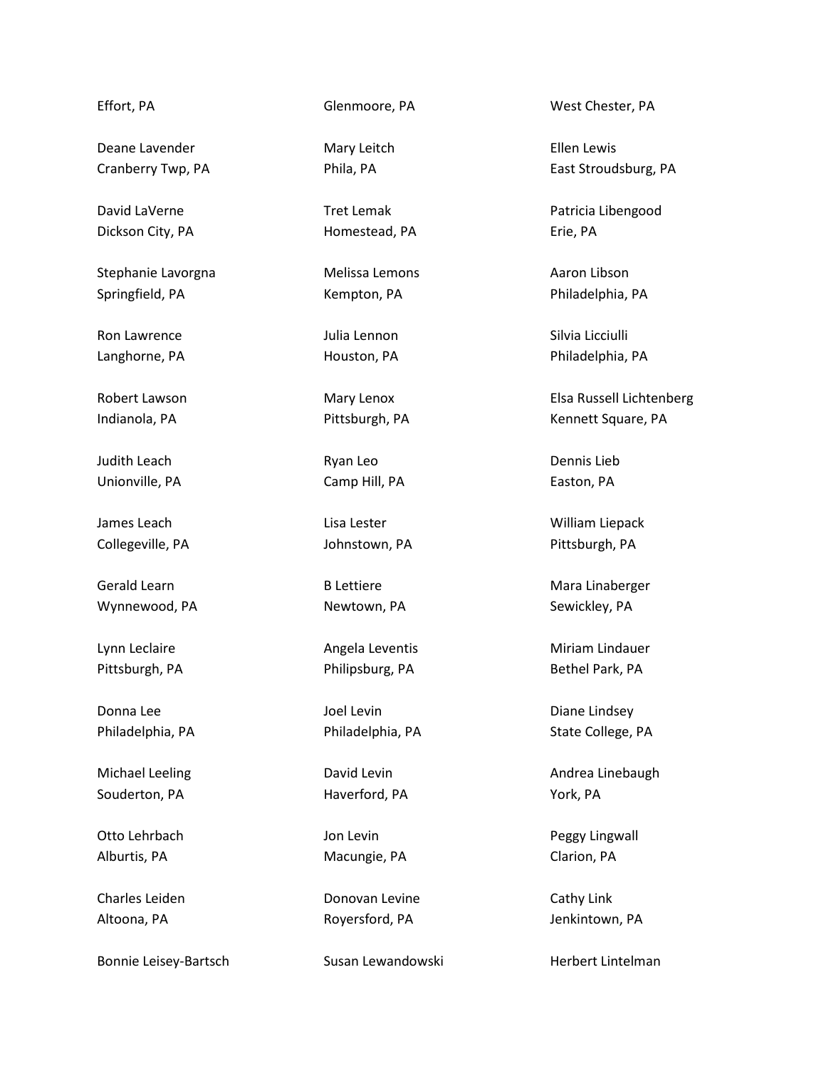Effort, PA

Deane Lavender
Cranberry Twp, PA

David LaVerne
Dickson City, PA

Stephanie Lavorgna
Springfield, PA

Ron Lawrence
Langhorne, PA

Robert Lawson
Indianola, PA

Judith Leach
Unionville, PA

James Leach
Collegeville, PA

Gerald Learn
Wynnewood, PA

Lynn Leclaire
Pittsburgh, PA

Donna Lee
Philadelphia, PA

Michael Leeling
Souderton, PA

Otto Lehrbach
Alburtis, PA

Charles Leiden
Altoona, PA

Bonnie Leisey-Bartsch

Glenmoore, PA

Mary Leitch
Phila, PA

Tret Lemak
Homestead, PA

Melissa Lemons
Kempton, PA

Julia Lennon
Houston, PA

Mary Lenox
Pittsburgh, PA

Ryan Leo
Camp Hill, PA

Lisa Lester
Johnstown, PA

B Lettiere
Newtown, PA

Angela Leventis
Philipsburg, PA

Joel Levin
Philadelphia, PA

David Levin
Haverford, PA

Jon Levin
Macungie, PA

Donovan Levine
Royersford, PA

Susan Lewandowski

West Chester, PA

Ellen Lewis
East Stroudsburg, PA

Patricia Libengood
Erie, PA

Aaron Libson
Philadelphia, PA

Silvia Licciulli
Philadelphia, PA

Elsa Russell Lichtenberg
Kennett Square, PA

Dennis Lieb
Easton, PA

William Liepack
Pittsburgh, PA

Mara Linaberger
Sewickley, PA

Miriam Lindauer
Bethel Park, PA

Diane Lindsey
State College, PA

Andrea Linebaugh
York, PA

Peggy Lingwall
Clarion, PA

Cathy Link
Jenkintown, PA

Herbert Lintelman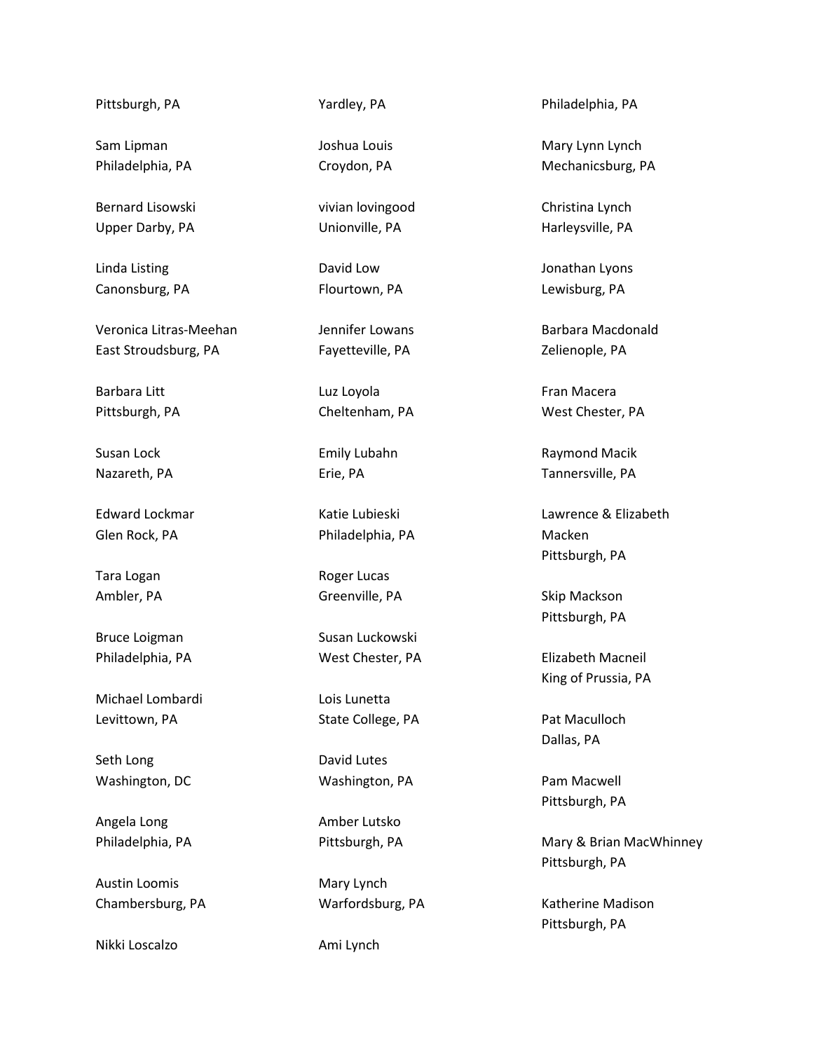Pittsburgh, PA

Sam Lipman
Philadelphia, PA

Bernard Lisowski
Upper Darby, PA

Linda Listing
Canonsburg, PA

Veronica Litras-Meehan
East Stroudsburg, PA

Barbara Litt
Pittsburgh, PA

Susan Lock
Nazareth, PA

Edward Lockmar
Glen Rock, PA

Tara Logan
Ambler, PA

Bruce Loigman
Philadelphia, PA

Michael Lombardi
Levittown, PA

Seth Long
Washington, DC

Angela Long
Philadelphia, PA

Austin Loomis
Chambersburg, PA

Nikki Loscalzo
Yardley, PA

Joshua Louis
Croydon, PA

vivian lovingood
Unionville, PA

David Low
Flourtown, PA

Jennifer Lowans
Fayetteville, PA

Luz Loyola
Cheltenham, PA

Emily Lubahn
Erie, PA

Katie Lubieski
Philadelphia, PA

Roger Lucas
Greenville, PA

Susan Luckowski
West Chester, PA

Lois Lunetta
State College, PA

David Lutes
Washington, PA

Amber Lutsko
Pittsburgh, PA

Mary Lynch
Warfordsburg, PA

Ami Lynch
Philadelphia, PA

Mary Lynn Lynch
Mechanicsburg, PA

Christina Lynch
Harleysville, PA

Jonathan Lyons
Lewisburg, PA

Barbara Macdonald
Zelienople, PA

Fran Macera
West Chester, PA

Raymond Macik
Tannersville, PA

Lawrence & Elizabeth Macken
Pittsburgh, PA

Skip Mackson
Pittsburgh, PA

Elizabeth Macneil
King of Prussia, PA

Pat Maculloch
Dallas, PA

Pam Macwell
Pittsburgh, PA

Mary & Brian MacWhinney
Pittsburgh, PA

Katherine Madison
Pittsburgh, PA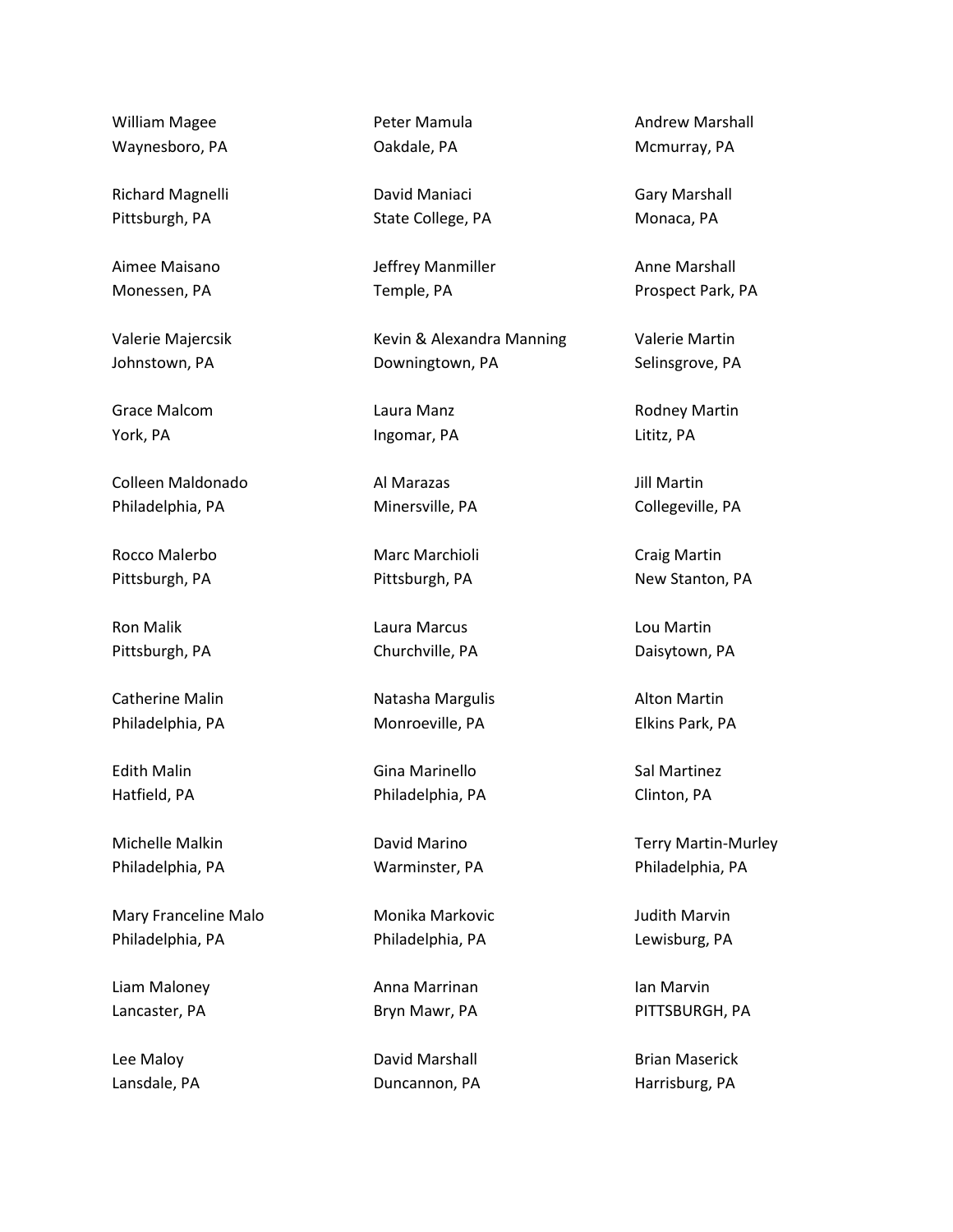William Magee
Waynesboro, PA

Richard Magnelli
Pittsburgh, PA

Aimee Maisano
Monessen, PA

Valerie Majercsik
Johnstown, PA

Grace Malcom
York, PA

Colleen Maldonado
Philadelphia, PA

Rocco Malerbo
Pittsburgh, PA

Ron Malik
Pittsburgh, PA

Catherine Malin
Philadelphia, PA

Edith Malin
Hatfield, PA

Michelle Malkin
Philadelphia, PA

Mary Franceline Malo
Philadelphia, PA

Liam Maloney
Lancaster, PA

Lee Maloy
Lansdale, PA

Peter Mamula
Oakdale, PA

David Maniaci
State College, PA

Jeffrey Manmiller
Temple, PA

Kevin & Alexandra Manning
Downingtown, PA

Laura Manz
Ingomar, PA

Al Marazas
Minersville, PA

Marc Marchioli
Pittsburgh, PA

Laura Marcus
Churchville, PA

Natasha Margulis
Monroeville, PA

Gina Marinello
Philadelphia, PA

David Marino
Warminster, PA

Monika Markovic
Philadelphia, PA

Anna Marrinan
Bryn Mawr, PA

David Marshall
Duncannon, PA

Andrew Marshall
Mcmurray, PA

Gary Marshall
Monaca, PA

Anne Marshall
Prospect Park, PA

Valerie Martin
Selinsgrove, PA

Rodney Martin
Lititz, PA

Jill Martin
Collegeville, PA

Craig Martin
New Stanton, PA

Lou Martin
Daisytown, PA

Alton Martin
Elkins Park, PA

Sal Martinez
Clinton, PA

Terry Martin-Murley
Philadelphia, PA

Judith Marvin
Lewisburg, PA

Ian Marvin
PITTSBURGH, PA

Brian Maserick
Harrisburg, PA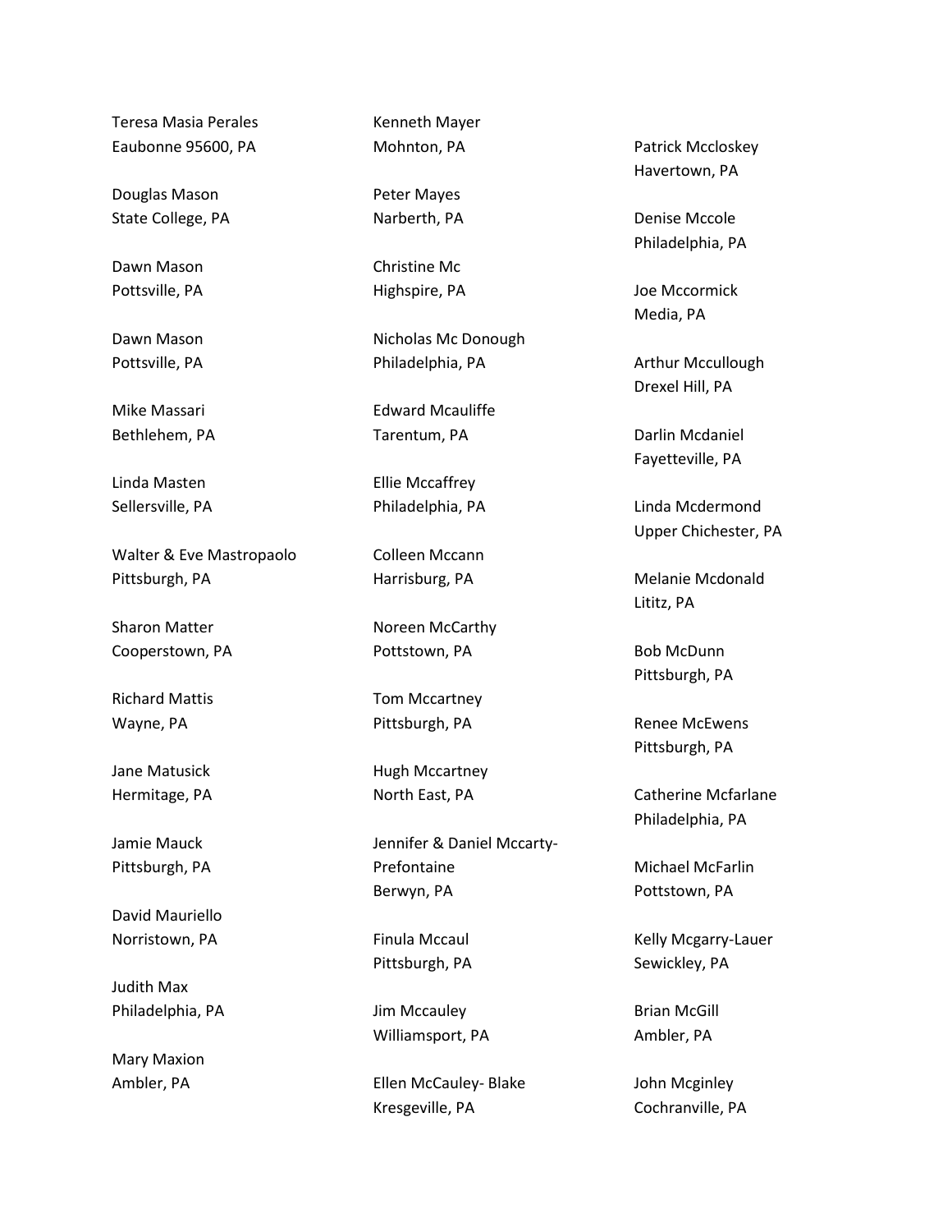Teresa Masia Perales
Eaubonne 95600, PA

Douglas Mason
State College, PA

Dawn Mason
Pottsville, PA

Dawn Mason
Pottsville, PA

Mike Massari
Bethlehem, PA

Linda Masten
Sellersville, PA

Walter & Eve Mastropaolo
Pittsburgh, PA

Sharon Matter
Cooperstown, PA

Richard Mattis
Wayne, PA

Jane Matusick
Hermitage, PA

Jamie Mauck
Pittsburgh, PA

David Mauriello
Norristown, PA

Judith Max
Philadelphia, PA

Mary Maxion
Ambler, PA

Kenneth Mayer
Mohnton, PA

Peter Mayes
Narberth, PA

Christine Mc
Highspire, PA

Nicholas Mc Donough
Philadelphia, PA

Edward Mcauliffe
Tarentum, PA

Ellie Mccaffrey
Philadelphia, PA

Colleen Mccann
Harrisburg, PA

Noreen McCarthy
Pottstown, PA

Tom Mccartney
Pittsburgh, PA

Hugh Mccartney
North East, PA

Jennifer & Daniel Mccarty-Prefontaine
Berwyn, PA

Finula Mccaul
Pittsburgh, PA

Jim Mccauley
Williamsport, PA

Ellen McCauley- Blake
Kresgeville, PA

Patrick Mccloskey
Havertown, PA

Denise Mccole
Philadelphia, PA

Joe Mccormick
Media, PA

Arthur Mccullough
Drexel Hill, PA

Darlin Mcdaniel
Fayetteville, PA

Linda Mcdermond
Upper Chichester, PA

Melanie Mcdonald
Lititz, PA

Bob McDunn
Pittsburgh, PA

Renee McEwens
Pittsburgh, PA

Catherine Mcfarlane
Philadelphia, PA

Michael McFarlin
Pottstown, PA

Kelly Mcgarry-Lauer
Sewickley, PA

Brian McGill
Ambler, PA

John Mcginley
Cochranville, PA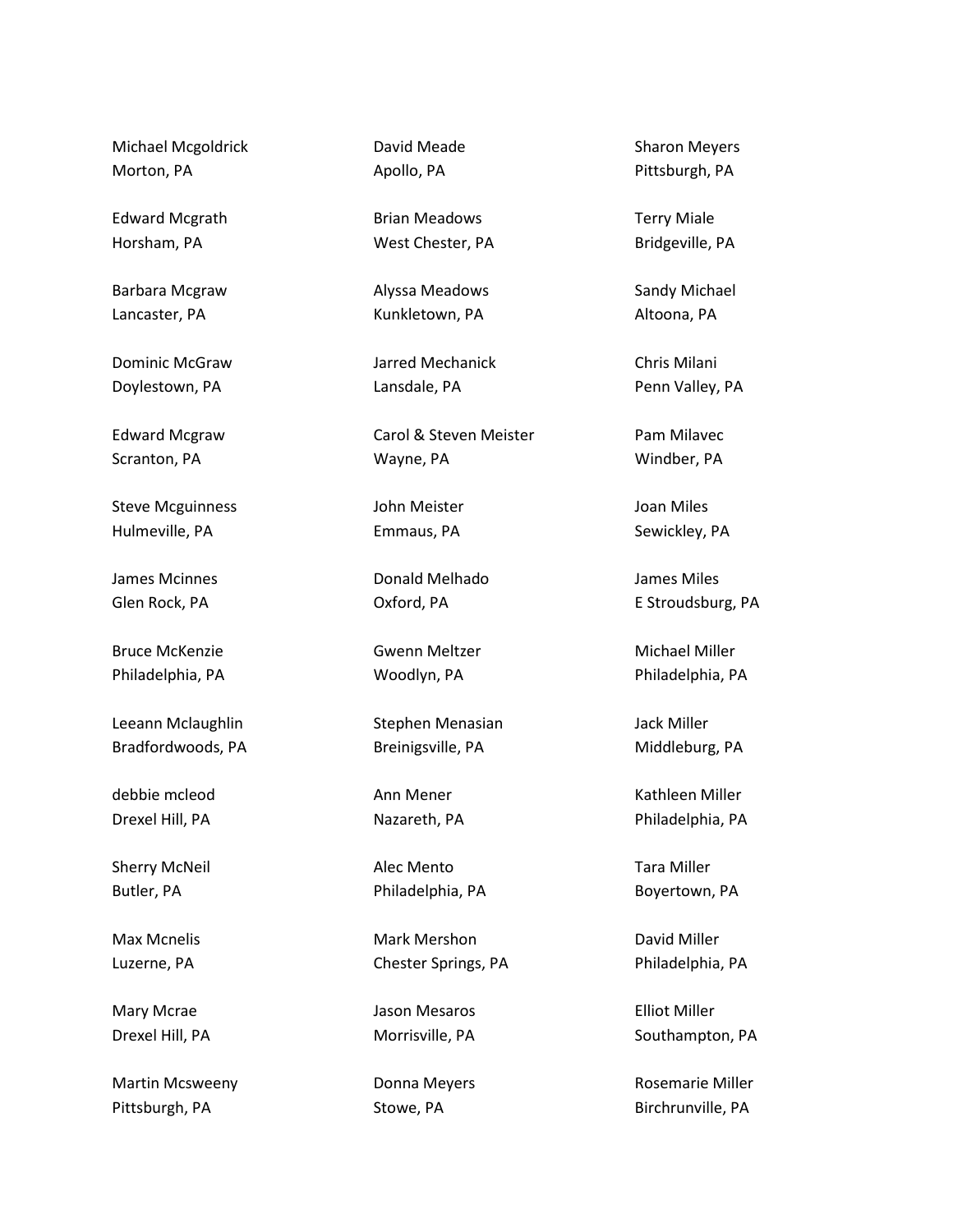Michael Mcgoldrick
Morton, PA

Edward Mcgrath
Horsham, PA

Barbara Mcgraw
Lancaster, PA

Dominic McGraw
Doylestown, PA

Edward Mcgraw
Scranton, PA

Steve Mcguinness
Hulmeville, PA

James Mcinnes
Glen Rock, PA

Bruce McKenzie
Philadelphia, PA

Leeann Mclaughlin
Bradfordwoods, PA

debbie mcleod
Drexel Hill, PA

Sherry McNeil
Butler, PA

Max Mcnelis
Luzerne, PA

Mary Mcrae
Drexel Hill, PA

Martin Mcsweeny
Pittsburgh, PA

David Meade
Apollo, PA

Brian Meadows
West Chester, PA

Alyssa Meadows
Kunkletown, PA

Jarred Mechanick
Lansdale, PA

Carol & Steven Meister
Wayne, PA

John Meister
Emmaus, PA

Donald Melhado
Oxford, PA

Gwenn Meltzer
Woodlyn, PA

Stephen Menasian
Breinigsville, PA

Ann Mener
Nazareth, PA

Alec Mento
Philadelphia, PA

Mark Mershon
Chester Springs, PA

Jason Mesaros
Morrisville, PA

Donna Meyers
Stowe, PA

Sharon Meyers
Pittsburgh, PA

Terry Miale
Bridgeville, PA

Sandy Michael
Altoona, PA

Chris Milani
Penn Valley, PA

Pam Milavec
Windber, PA

Joan Miles
Sewickley, PA

James Miles
E Stroudsburg, PA

Michael Miller
Philadelphia, PA

Jack Miller
Middleburg, PA

Kathleen Miller
Philadelphia, PA

Tara Miller
Boyertown, PA

David Miller
Philadelphia, PA

Elliot Miller
Southampton, PA

Rosemarie Miller
Birchrunville, PA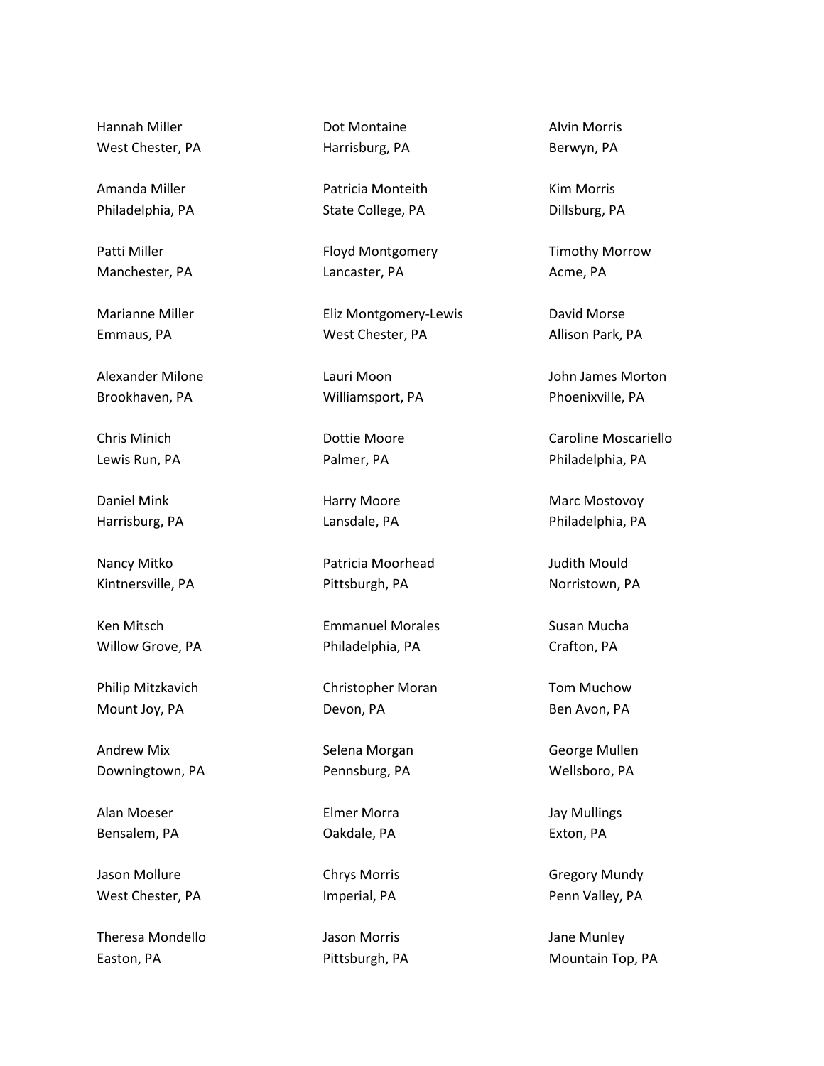Hannah Miller
West Chester, PA

Amanda Miller
Philadelphia, PA

Patti Miller
Manchester, PA

Marianne Miller
Emmaus, PA

Alexander Milone
Brookhaven, PA

Chris Minich
Lewis Run, PA

Daniel Mink
Harrisburg, PA

Nancy Mitko
Kintnersville, PA

Ken Mitsch
Willow Grove, PA

Philip Mitzkavich
Mount Joy, PA

Andrew Mix
Downingtown, PA

Alan Moeser
Bensalem, PA

Jason Mollure
West Chester, PA

Theresa Mondello
Easton, PA

Dot Montaine
Harrisburg, PA

Patricia Monteith
State College, PA

Floyd Montgomery
Lancaster, PA

Eliz Montgomery-Lewis
West Chester, PA

Lauri Moon
Williamsport, PA

Dottie Moore
Palmer, PA

Harry Moore
Lansdale, PA

Patricia Moorhead
Pittsburgh, PA

Emmanuel Morales
Philadelphia, PA

Christopher Moran
Devon, PA

Selena Morgan
Pennsburg, PA

Elmer Morra
Oakdale, PA

Chrys Morris
Imperial, PA

Jason Morris
Pittsburgh, PA

Alvin Morris
Berwyn, PA

Kim Morris
Dillsburg, PA

Timothy Morrow
Acme, PA

David Morse
Allison Park, PA

John James Morton
Phoenixville, PA

Caroline Moscariello
Philadelphia, PA

Marc Mostovoy
Philadelphia, PA

Judith Mould
Norristown, PA

Susan Mucha
Crafton, PA

Tom Muchow
Ben Avon, PA

George Mullen
Wellsboro, PA

Jay Mullings
Exton, PA

Gregory Mundy
Penn Valley, PA

Jane Munley
Mountain Top, PA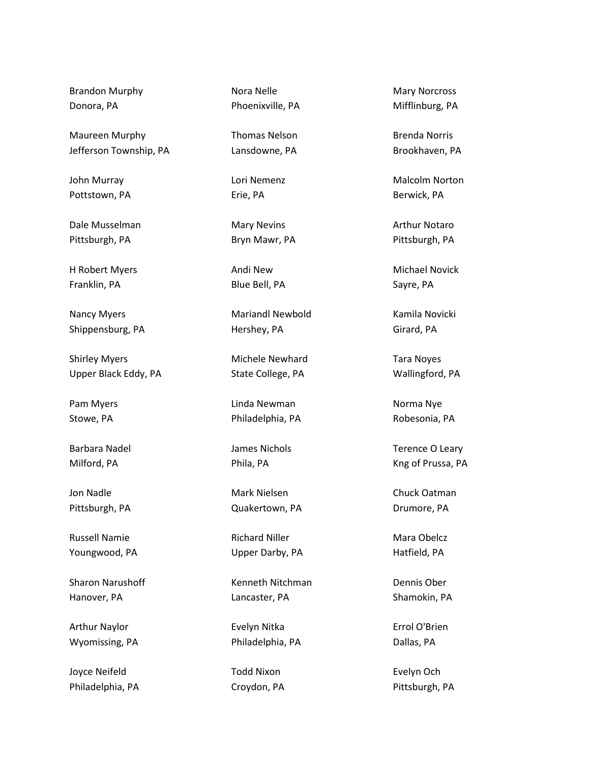Brandon Murphy
Donora, PA

Maureen Murphy
Jefferson Township, PA

John Murray
Pottstown, PA

Dale Musselman
Pittsburgh, PA

H Robert Myers
Franklin, PA

Nancy Myers
Shippensburg, PA

Shirley Myers
Upper Black Eddy, PA

Pam Myers
Stowe, PA

Barbara Nadel
Milford, PA

Jon Nadle
Pittsburgh, PA

Russell Namie
Youngwood, PA

Sharon Narushoff
Hanover, PA

Arthur Naylor
Wyomissing, PA

Joyce Neifeld
Philadelphia, PA

Nora Nelle
Phoenixville, PA

Thomas Nelson
Lansdowne, PA

Lori Nemenz
Erie, PA

Mary Nevins
Bryn Mawr, PA

Andi New
Blue Bell, PA

Mariandl Newbold
Hershey, PA

Michele Newhard
State College, PA

Linda Newman
Philadelphia, PA

James Nichols
Phila, PA

Mark Nielsen
Quakertown, PA

Richard Niller
Upper Darby, PA

Kenneth Nitchman
Lancaster, PA

Evelyn Nitka
Philadelphia, PA

Todd Nixon
Croydon, PA

Mary Norcross
Mifflinburg, PA

Brenda Norris
Brookhaven, PA

Malcolm Norton
Berwick, PA

Arthur Notaro
Pittsburgh, PA

Michael Novick
Sayre, PA

Kamila Novicki
Girard, PA

Tara Noyes
Wallingford, PA

Norma Nye
Robesonia, PA

Terence O Leary
Kng of Prussa, PA

Chuck Oatman
Drumore, PA

Mara Obelcz
Hatfield, PA

Dennis Ober
Shamokin, PA

Errol O'Brien
Dallas, PA

Evelyn Och
Pittsburgh, PA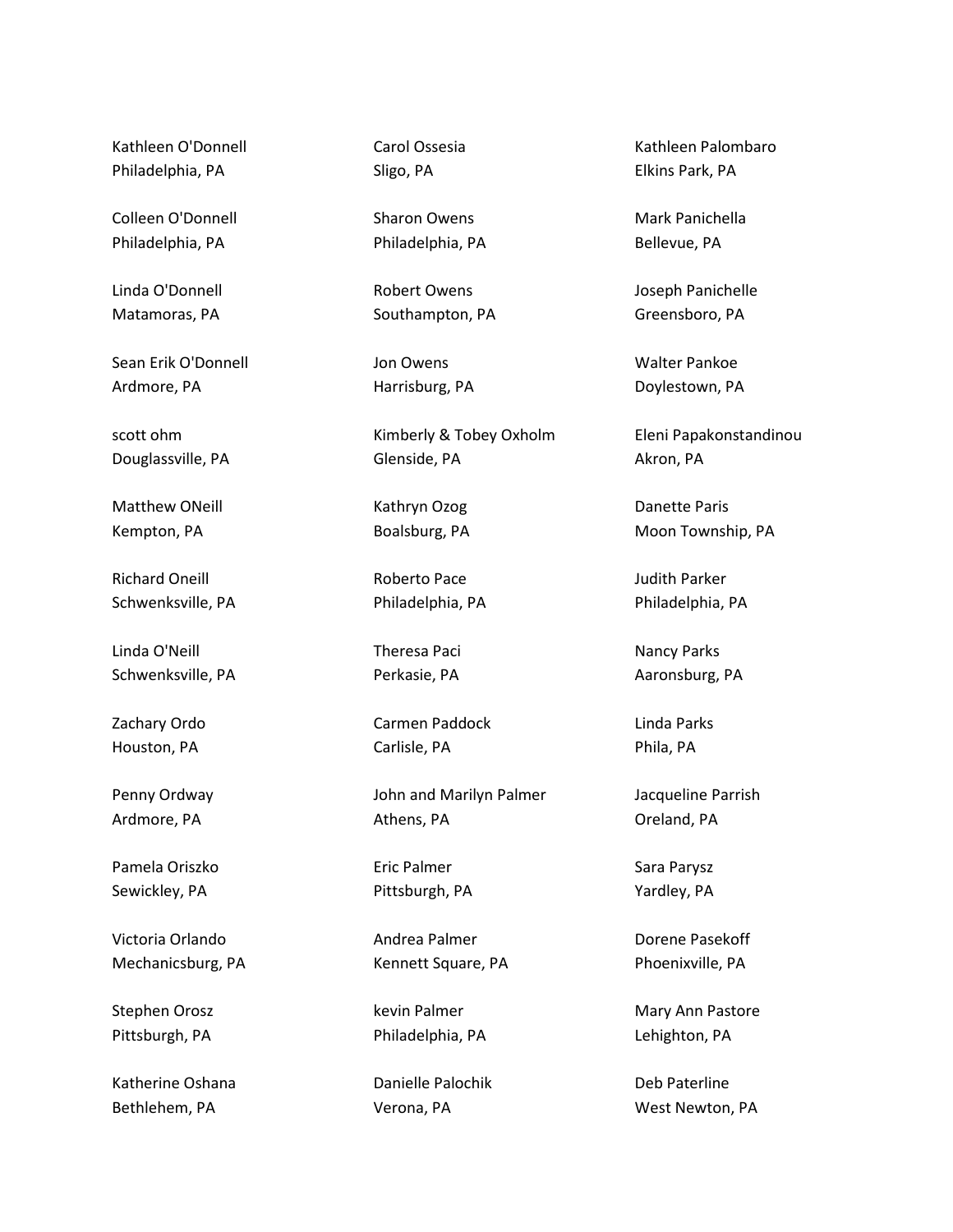Kathleen O'Donnell
Philadelphia, PA

Colleen O'Donnell
Philadelphia, PA

Linda O'Donnell
Matamoras, PA

Sean Erik O'Donnell
Ardmore, PA

scott ohm
Douglassville, PA

Matthew ONeill
Kempton, PA

Richard Oneill
Schwenksville, PA

Linda O'Neill
Schwenksville, PA

Zachary Ordo
Houston, PA

Penny Ordway
Ardmore, PA

Pamela Oriszko
Sewickley, PA

Victoria Orlando
Mechanicsburg, PA

Stephen Orosz
Pittsburgh, PA

Katherine Oshana
Bethlehem, PA

Carol Ossesia
Sligo, PA

Sharon Owens
Philadelphia, PA

Robert Owens
Southampton, PA

Jon Owens
Harrisburg, PA

Kimberly & Tobey Oxholm
Glenside, PA

Kathryn Ozog
Boalsburg, PA

Roberto Pace
Philadelphia, PA

Theresa Paci
Perkasie, PA

Carmen Paddock
Carlisle, PA

John and Marilyn Palmer
Athens, PA

Eric Palmer
Pittsburgh, PA

Andrea Palmer
Kennett Square, PA

kevin Palmer
Philadelphia, PA

Danielle Palochik
Verona, PA

Kathleen Palombaro
Elkins Park, PA

Mark Panichella
Bellevue, PA

Joseph Panichelle
Greensboro, PA

Walter Pankoe
Doylestown, PA

Eleni Papakonstandinou
Akron, PA

Danette Paris
Moon Township, PA

Judith Parker
Philadelphia, PA

Nancy Parks
Aaronsburg, PA

Linda Parks
Phila, PA

Jacqueline Parrish
Oreland, PA

Sara Parysz
Yardley, PA

Dorene Pasekoff
Phoenixville, PA

Mary Ann Pastore
Lehighton, PA

Deb Paterline
West Newton, PA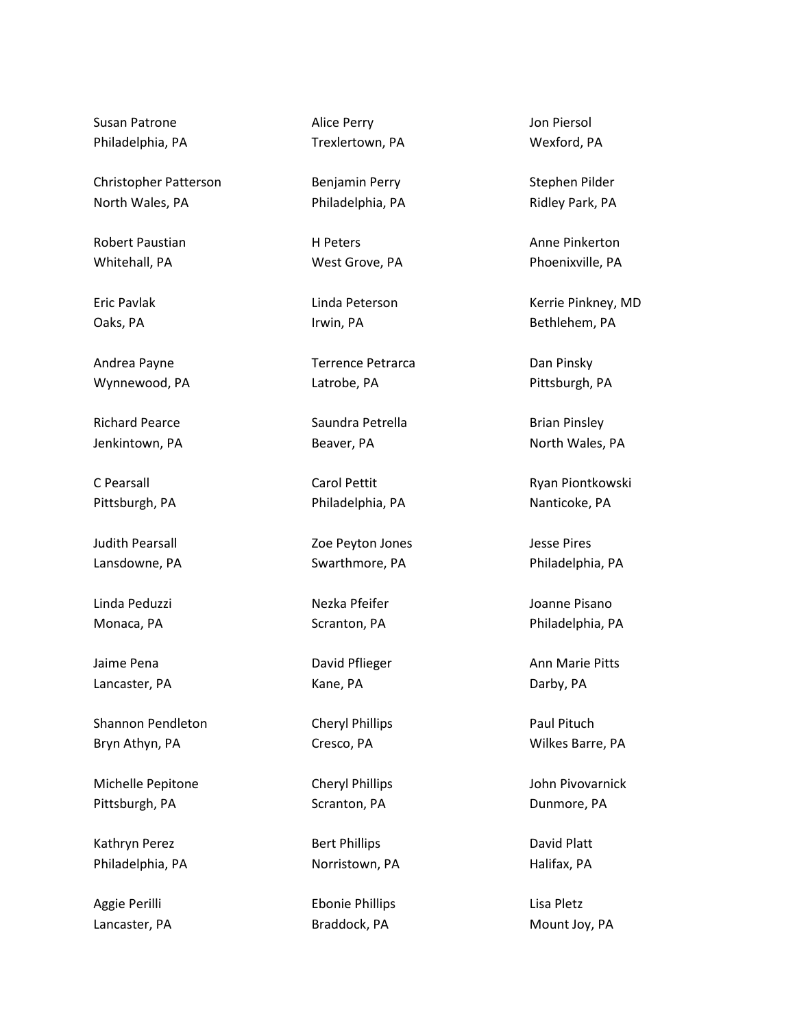Susan Patrone
Philadelphia, PA

Christopher Patterson
North Wales, PA

Robert Paustian
Whitehall, PA

Eric Pavlak
Oaks, PA

Andrea Payne
Wynnewood, PA

Richard Pearce
Jenkintown, PA

C Pearsall
Pittsburgh, PA

Judith Pearsall
Lansdowne, PA

Linda Peduzzi
Monaca, PA

Jaime Pena
Lancaster, PA

Shannon Pendleton
Bryn Athyn, PA

Michelle Pepitone
Pittsburgh, PA

Kathryn Perez
Philadelphia, PA

Aggie Perilli
Lancaster, PA

Alice Perry
Trexlertown, PA

Benjamin Perry
Philadelphia, PA

H Peters
West Grove, PA

Linda Peterson
Irwin, PA

Terrence Petrarca
Latrobe, PA

Saundra Petrella
Beaver, PA

Carol Pettit
Philadelphia, PA

Zoe Peyton Jones
Swarthmore, PA

Nezka Pfeifer
Scranton, PA

David Pflieger
Kane, PA

Cheryl Phillips
Cresco, PA

Cheryl Phillips
Scranton, PA

Bert Phillips
Norristown, PA

Ebonie Phillips
Braddock, PA

Jon Piersol
Wexford, PA

Stephen Pilder
Ridley Park, PA

Anne Pinkerton
Phoenixville, PA

Kerrie Pinkney, MD
Bethlehem, PA

Dan Pinsky
Pittsburgh, PA

Brian Pinsley
North Wales, PA

Ryan Piontkowski
Nanticoke, PA

Jesse Pires
Philadelphia, PA

Joanne Pisano
Philadelphia, PA

Ann Marie Pitts
Darby, PA

Paul Pituch
Wilkes Barre, PA

John Pivovarnick
Dunmore, PA

David Platt
Halifax, PA

Lisa Pletz
Mount Joy, PA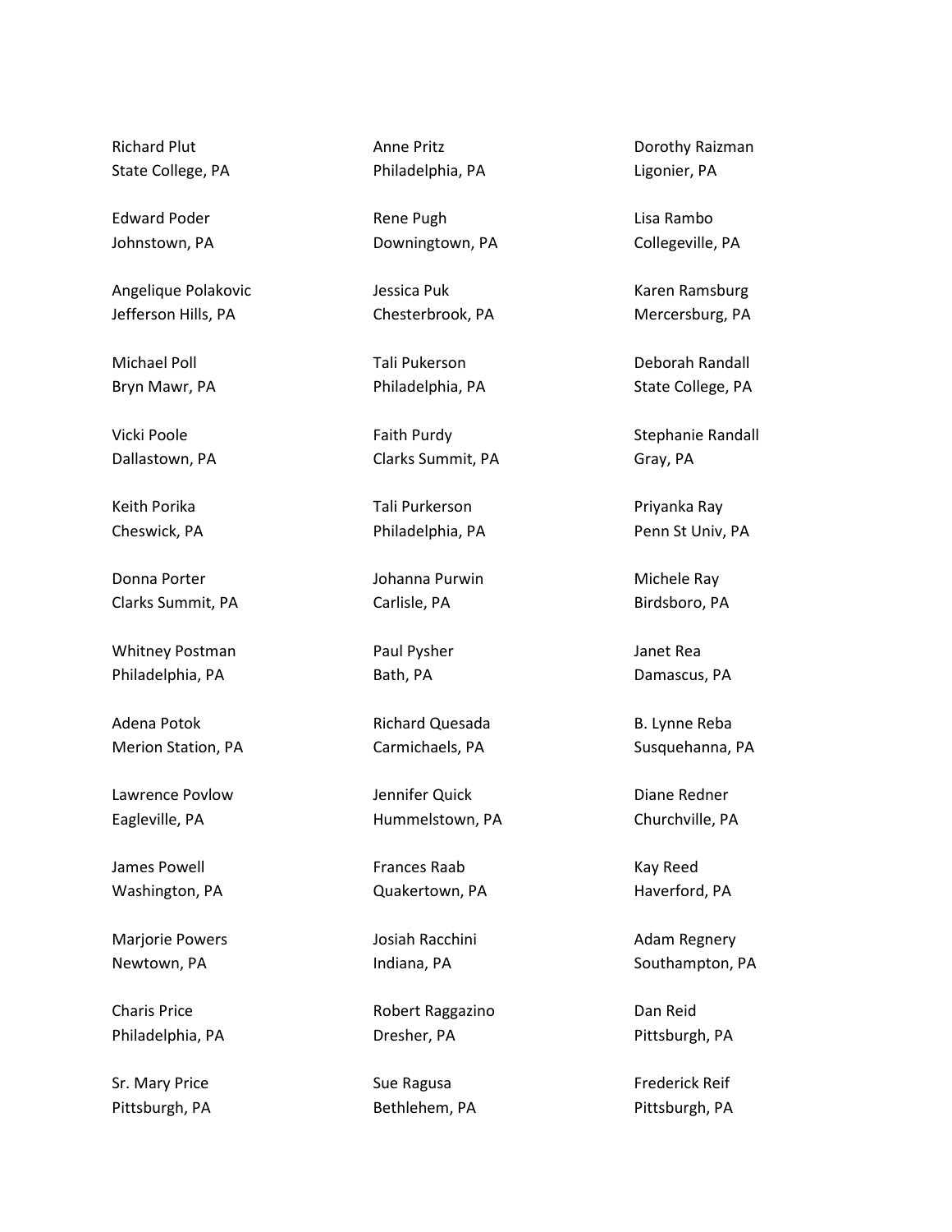Richard Plut
State College, PA

Edward Poder
Johnstown, PA

Angelique Polakovic
Jefferson Hills, PA

Michael Poll
Bryn Mawr, PA

Vicki Poole
Dallastown, PA

Keith Porika
Cheswick, PA

Donna Porter
Clarks Summit, PA

Whitney Postman
Philadelphia, PA

Adena Potok
Merion Station, PA

Lawrence Povlow
Eagleville, PA

James Powell
Washington, PA

Marjorie Powers
Newtown, PA

Charis Price
Philadelphia, PA

Sr. Mary Price
Pittsburgh, PA

Anne Pritz
Philadelphia, PA

Rene Pugh
Downingtown, PA

Jessica Puk
Chesterbrook, PA

Tali Pukerson
Philadelphia, PA

Faith Purdy
Clarks Summit, PA

Tali Purkerson
Philadelphia, PA

Johanna Purwin
Carlisle, PA

Paul Pysher
Bath, PA

Richard Quesada
Carmichaels, PA

Jennifer Quick
Hummelstown, PA

Frances Raab
Quakertown, PA

Josiah Racchini
Indiana, PA

Robert Raggazino
Dresher, PA

Sue Ragusa
Bethlehem, PA

Dorothy Raizman
Ligonier, PA

Lisa Rambo
Collegeville, PA

Karen Ramsburg
Mercersburg, PA

Deborah Randall
State College, PA

Stephanie Randall
Gray, PA

Priyanka Ray
Penn St Univ, PA

Michele Ray
Birdsboro, PA

Janet Rea
Damascus, PA

B. Lynne Reba
Susquehanna, PA

Diane Redner
Churchville, PA

Kay Reed
Haverford, PA

Adam Regnery
Southampton, PA

Dan Reid
Pittsburgh, PA

Frederick Reif
Pittsburgh, PA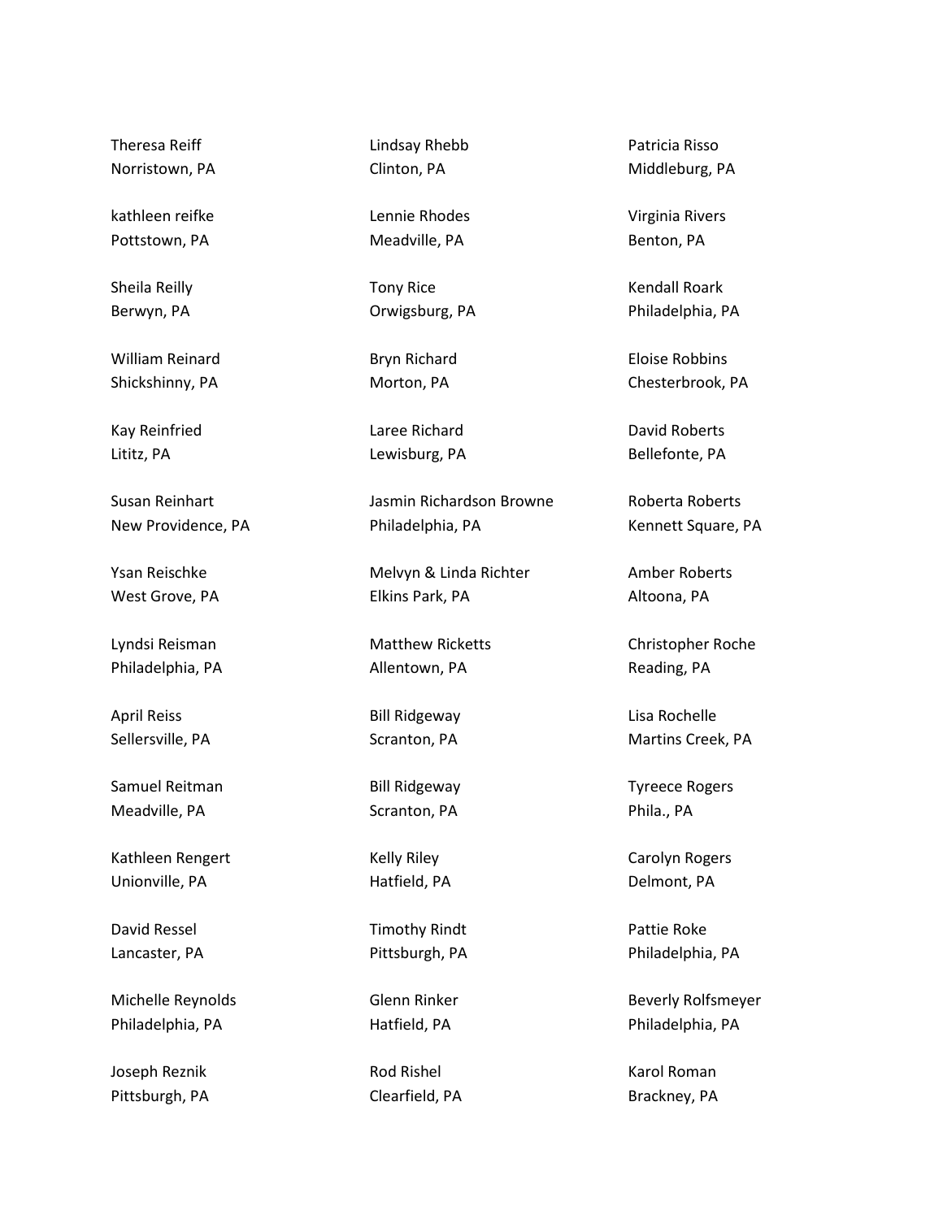Theresa Reiff
Norristown, PA

kathleen reifke
Pottstown, PA

Sheila Reilly
Berwyn, PA

William Reinard
Shickshinny, PA

Kay Reinfried
Lititz, PA

Susan Reinhart
New Providence, PA

Ysan Reischke
West Grove, PA

Lyndsi Reisman
Philadelphia, PA

April Reiss
Sellersville, PA

Samuel Reitman
Meadville, PA

Kathleen Rengert
Unionville, PA

David Ressel
Lancaster, PA

Michelle Reynolds
Philadelphia, PA

Joseph Reznik
Pittsburgh, PA

Lindsay Rhebb
Clinton, PA

Lennie Rhodes
Meadville, PA

Tony Rice
Orwigsburg, PA

Bryn Richard
Morton, PA

Laree Richard
Lewisburg, PA

Jasmin Richardson Browne
Philadelphia, PA

Melvyn & Linda Richter
Elkins Park, PA

Matthew Ricketts
Allentown, PA

Bill Ridgeway
Scranton, PA

Bill Ridgeway
Scranton, PA

Kelly Riley
Hatfield, PA

Timothy Rindt
Pittsburgh, PA

Glenn Rinker
Hatfield, PA

Rod Rishel
Clearfield, PA

Patricia Risso
Middleburg, PA

Virginia Rivers
Benton, PA

Kendall Roark
Philadelphia, PA

Eloise Robbins
Chesterbrook, PA

David Roberts
Bellefonte, PA

Roberta Roberts
Kennett Square, PA

Amber Roberts
Altoona, PA

Christopher Roche
Reading, PA

Lisa Rochelle
Martins Creek, PA

Tyreece Rogers
Phila., PA

Carolyn Rogers
Delmont, PA

Pattie Roke
Philadelphia, PA

Beverly Rolfsmeyer
Philadelphia, PA

Karol Roman
Brackney, PA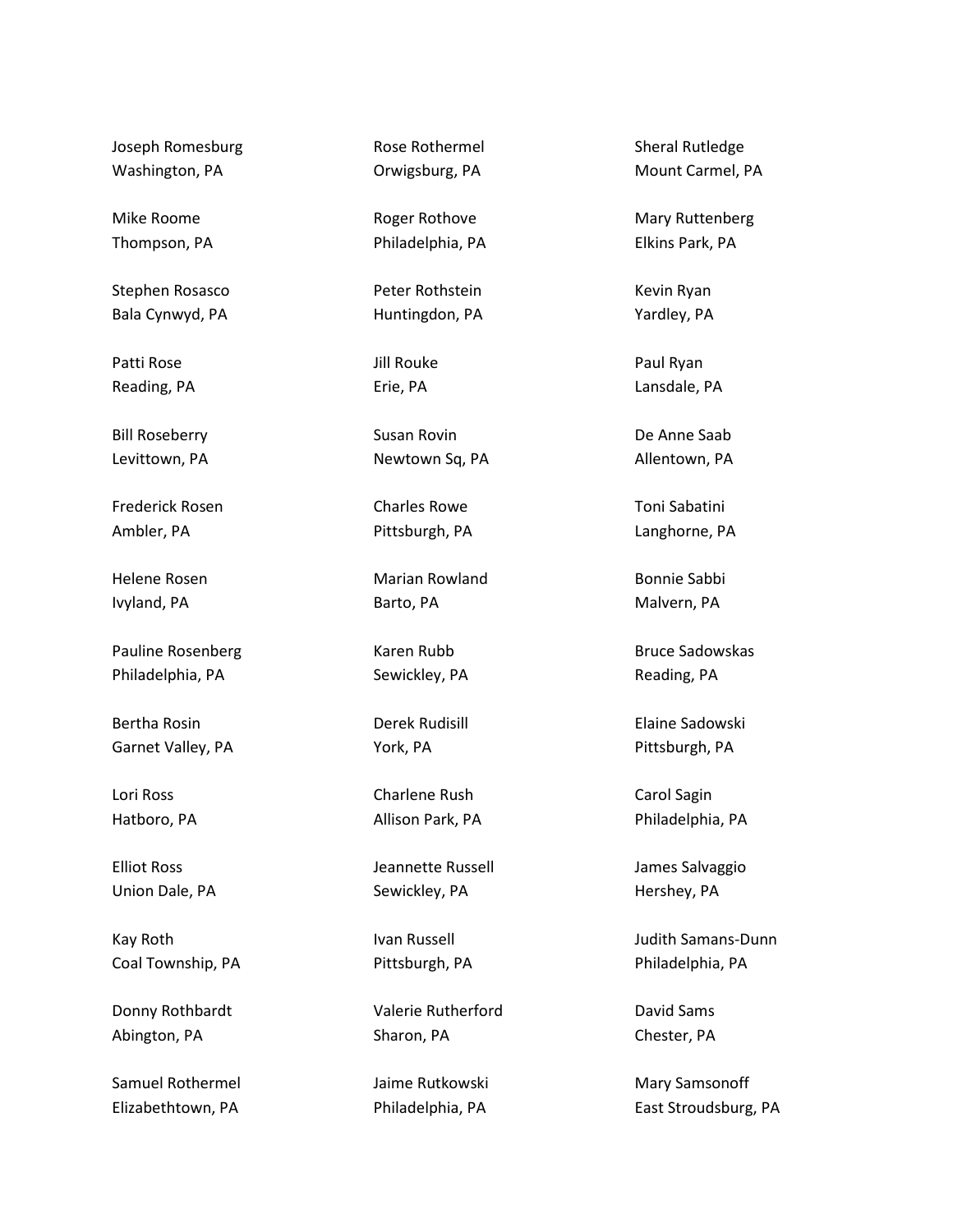Joseph Romesburg
Washington, PA

Mike Roome
Thompson, PA

Stephen Rosasco
Bala Cynwyd, PA

Patti Rose
Reading, PA

Bill Roseberry
Levittown, PA

Frederick Rosen
Ambler, PA

Helene Rosen
Ivyland, PA

Pauline Rosenberg
Philadelphia, PA

Bertha Rosin
Garnet Valley, PA

Lori Ross
Hatboro, PA

Elliot Ross
Union Dale, PA

Kay Roth
Coal Township, PA

Donny Rothbardt
Abington, PA

Samuel Rothermel
Elizabethtown, PA

Rose Rothermel
Orwigsburg, PA

Roger Rothove
Philadelphia, PA

Peter Rothstein
Huntingdon, PA

Jill Rouke
Erie, PA

Susan Rovin
Newtown Sq, PA

Charles Rowe
Pittsburgh, PA

Marian Rowland
Barto, PA

Karen Rubb
Sewickley, PA

Derek Rudisill
York, PA

Charlene Rush
Allison Park, PA

Jeannette Russell
Sewickley, PA

Ivan Russell
Pittsburgh, PA

Valerie Rutherford
Sharon, PA

Jaime Rutkowski
Philadelphia, PA

Sheral Rutledge
Mount Carmel, PA

Mary Ruttenberg
Elkins Park, PA

Kevin Ryan
Yardley, PA

Paul Ryan
Lansdale, PA

De Anne Saab
Allentown, PA

Toni Sabatini
Langhorne, PA

Bonnie Sabbi
Malvern, PA

Bruce Sadowskas
Reading, PA

Elaine Sadowski
Pittsburgh, PA

Carol Sagin
Philadelphia, PA

James Salvaggio
Hershey, PA

Judith Samans-Dunn
Philadelphia, PA

David Sams
Chester, PA

Mary Samsonoff
East Stroudsburg, PA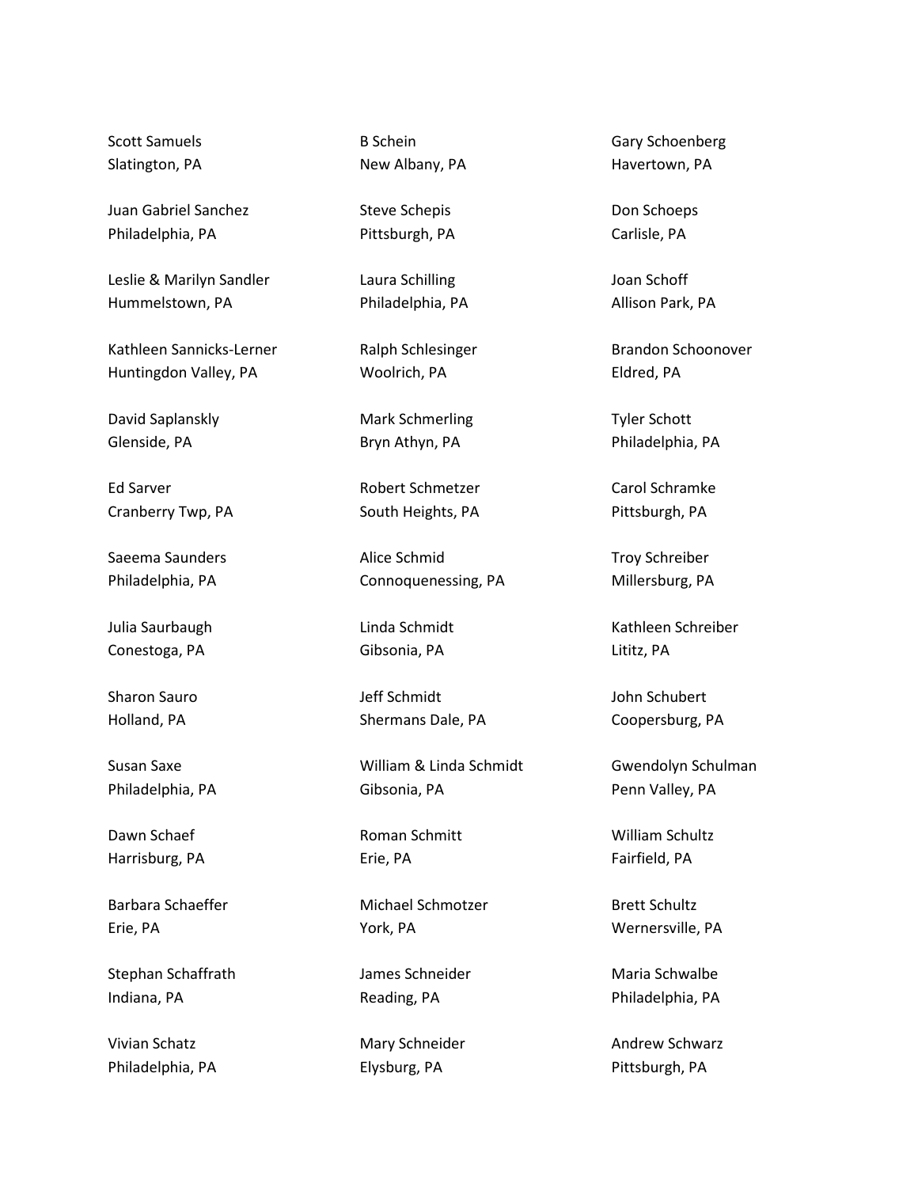Scott Samuels
Slatington, PA

Juan Gabriel Sanchez
Philadelphia, PA

Leslie & Marilyn Sandler
Hummelstown, PA

Kathleen Sannicks-Lerner
Huntingdon Valley, PA

David Saplanskly
Glenside, PA

Ed Sarver
Cranberry Twp, PA

Saeema Saunders
Philadelphia, PA

Julia Saurbaugh
Conestoga, PA

Sharon Sauro
Holland, PA

Susan Saxe
Philadelphia, PA

Dawn Schaef
Harrisburg, PA

Barbara Schaeffer
Erie, PA

Stephan Schaffrath
Indiana, PA

Vivian Schatz
Philadelphia, PA

B Schein
New Albany, PA

Steve Schepis
Pittsburgh, PA

Laura Schilling
Philadelphia, PA

Ralph Schlesinger
Woolrich, PA

Mark Schmerling
Bryn Athyn, PA

Robert Schmetzer
South Heights, PA

Alice Schmid
Connoquenessing, PA

Linda Schmidt
Gibsonia, PA

Jeff Schmidt
Shermans Dale, PA

William & Linda Schmidt
Gibsonia, PA

Roman Schmitt
Erie, PA

Michael Schmotzer
York, PA

James Schneider
Reading, PA

Mary Schneider
Elysburg, PA

Gary Schoenberg
Havertown, PA

Don Schoeps
Carlisle, PA

Joan Schoff
Allison Park, PA

Brandon Schoonover
Eldred, PA

Tyler Schott
Philadelphia, PA

Carol Schramke
Pittsburgh, PA

Troy Schreiber
Millersburg, PA

Kathleen Schreiber
Lititz, PA

John Schubert
Coopersburg, PA

Gwendolyn Schulman
Penn Valley, PA

William Schultz
Fairfield, PA

Brett Schultz
Wernersville, PA

Maria Schwalbe
Philadelphia, PA

Andrew Schwarz
Pittsburgh, PA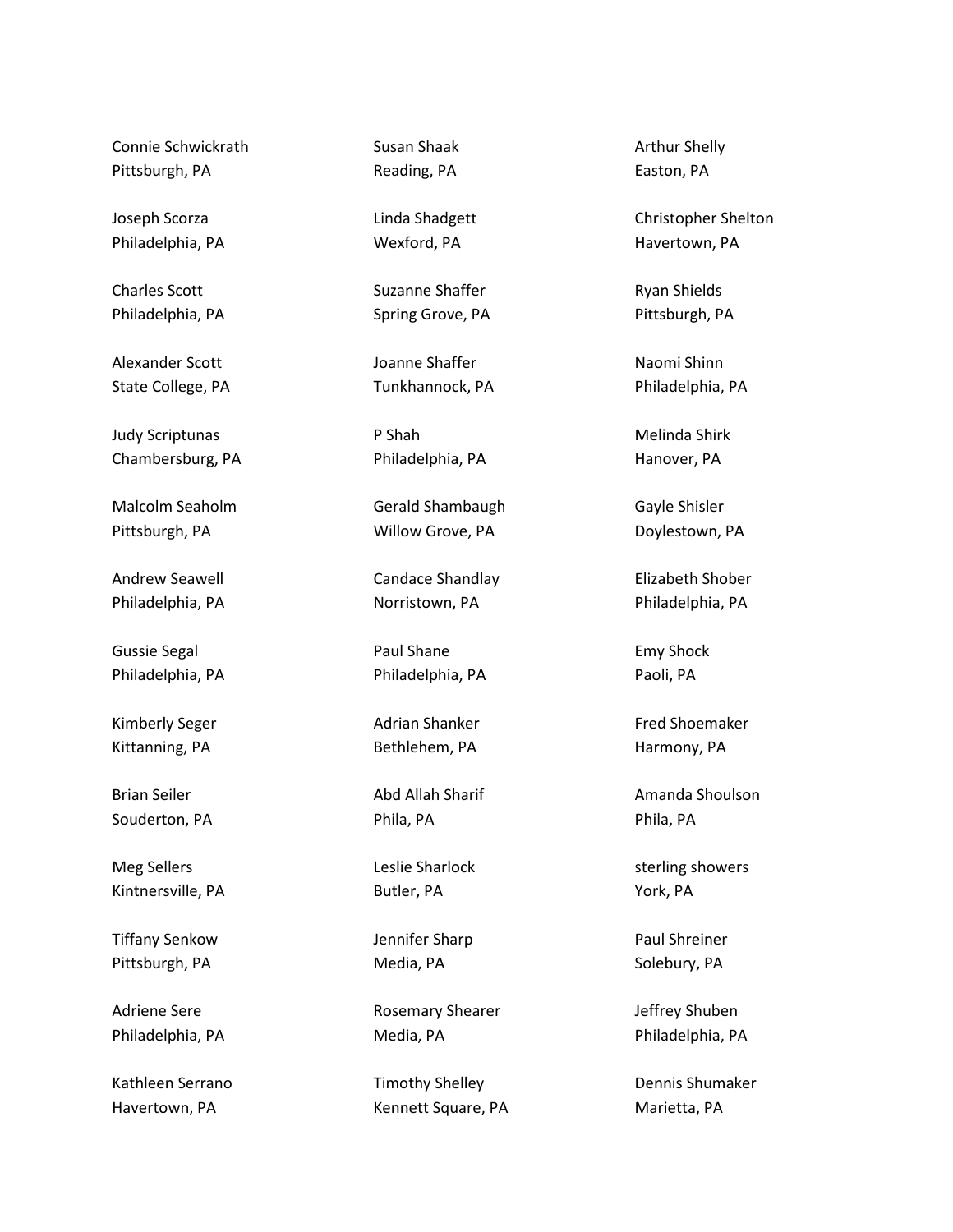Connie Schwickrath
Pittsburgh, PA

Joseph Scorza
Philadelphia, PA

Charles Scott
Philadelphia, PA

Alexander Scott
State College, PA

Judy Scriptunas
Chambersburg, PA

Malcolm Seaholm
Pittsburgh, PA

Andrew Seawell
Philadelphia, PA

Gussie Segal
Philadelphia, PA

Kimberly Seger
Kittanning, PA

Brian Seiler
Souderton, PA

Meg Sellers
Kintnersville, PA

Tiffany Senkow
Pittsburgh, PA

Adriene Sere
Philadelphia, PA

Kathleen Serrano
Havertown, PA

Susan Shaak
Reading, PA

Linda Shadgett
Wexford, PA

Suzanne Shaffer
Spring Grove, PA

Joanne Shaffer
Tunkhannock, PA

P Shah
Philadelphia, PA

Gerald Shambaugh
Willow Grove, PA

Candace Shandlay
Norristown, PA

Paul Shane
Philadelphia, PA

Adrian Shanker
Bethlehem, PA

Abd Allah Sharif
Phila, PA

Leslie Sharlock
Butler, PA

Jennifer Sharp
Media, PA

Rosemary Shearer
Media, PA

Timothy Shelley
Kennett Square, PA

Arthur Shelly
Easton, PA

Christopher Shelton
Havertown, PA

Ryan Shields
Pittsburgh, PA

Naomi Shinn
Philadelphia, PA

Melinda Shirk
Hanover, PA

Gayle Shisler
Doylestown, PA

Elizabeth Shober
Philadelphia, PA

Emy Shock
Paoli, PA

Fred Shoemaker
Harmony, PA

Amanda Shoulson
Phila, PA

sterling showers
York, PA

Paul Shreiner
Solebury, PA

Jeffrey Shuben
Philadelphia, PA

Dennis Shumaker
Marietta, PA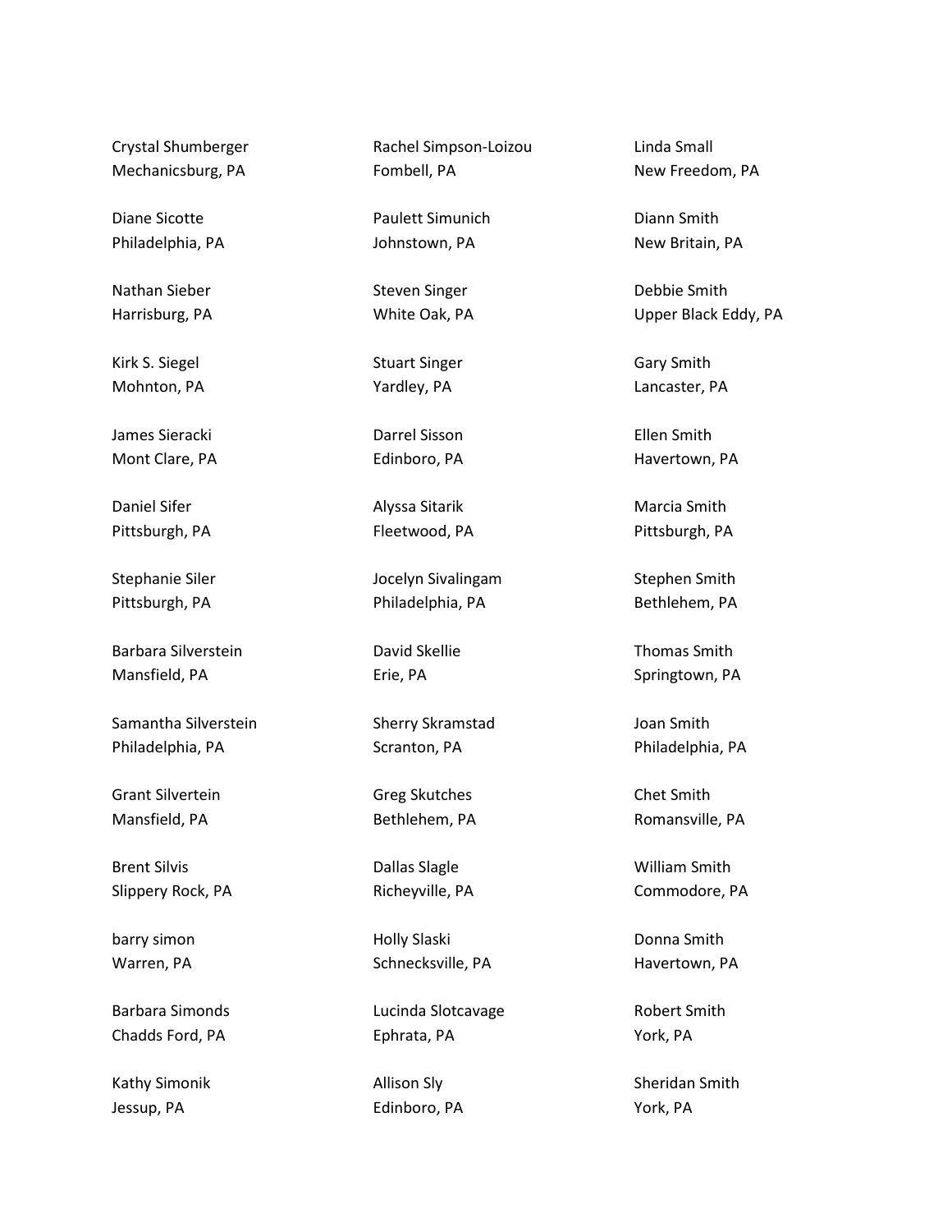Crystal Shumberger
Mechanicsburg, PA

Diane Sicotte
Philadelphia, PA

Nathan Sieber
Harrisburg, PA

Kirk S. Siegel
Mohnton, PA

James Sieracki
Mont Clare, PA

Daniel Sifer
Pittsburgh, PA

Stephanie Siler
Pittsburgh, PA

Barbara Silverstein
Mansfield, PA

Samantha Silverstein
Philadelphia, PA

Grant Silvertein
Mansfield, PA

Brent Silvis
Slippery Rock, PA

barry simon
Warren, PA

Barbara Simonds
Chadds Ford, PA

Kathy Simonik
Jessup, PA

Rachel Simpson-Loizou
Fombell, PA

Paulett Simunich
Johnstown, PA

Steven Singer
White Oak, PA

Stuart Singer
Yardley, PA

Darrel Sisson
Edinboro, PA

Alyssa Sitarik
Fleetwood, PA

Jocelyn Sivalingam
Philadelphia, PA

David Skellie
Erie, PA

Sherry Skramstad
Scranton, PA

Greg Skutches
Bethlehem, PA

Dallas Slagle
Richeyville, PA

Holly Slaski
Schnecksville, PA

Lucinda Slotcavage
Ephrata, PA

Allison Sly
Edinboro, PA

Linda Small
New Freedom, PA

Diann Smith
New Britain, PA

Debbie Smith
Upper Black Eddy, PA

Gary Smith
Lancaster, PA

Ellen Smith
Havertown, PA

Marcia Smith
Pittsburgh, PA

Stephen Smith
Bethlehem, PA

Thomas Smith
Springtown, PA

Joan Smith
Philadelphia, PA

Chet Smith
Romansville, PA

William Smith
Commodore, PA

Donna Smith
Havertown, PA

Robert Smith
York, PA

Sheridan Smith
York, PA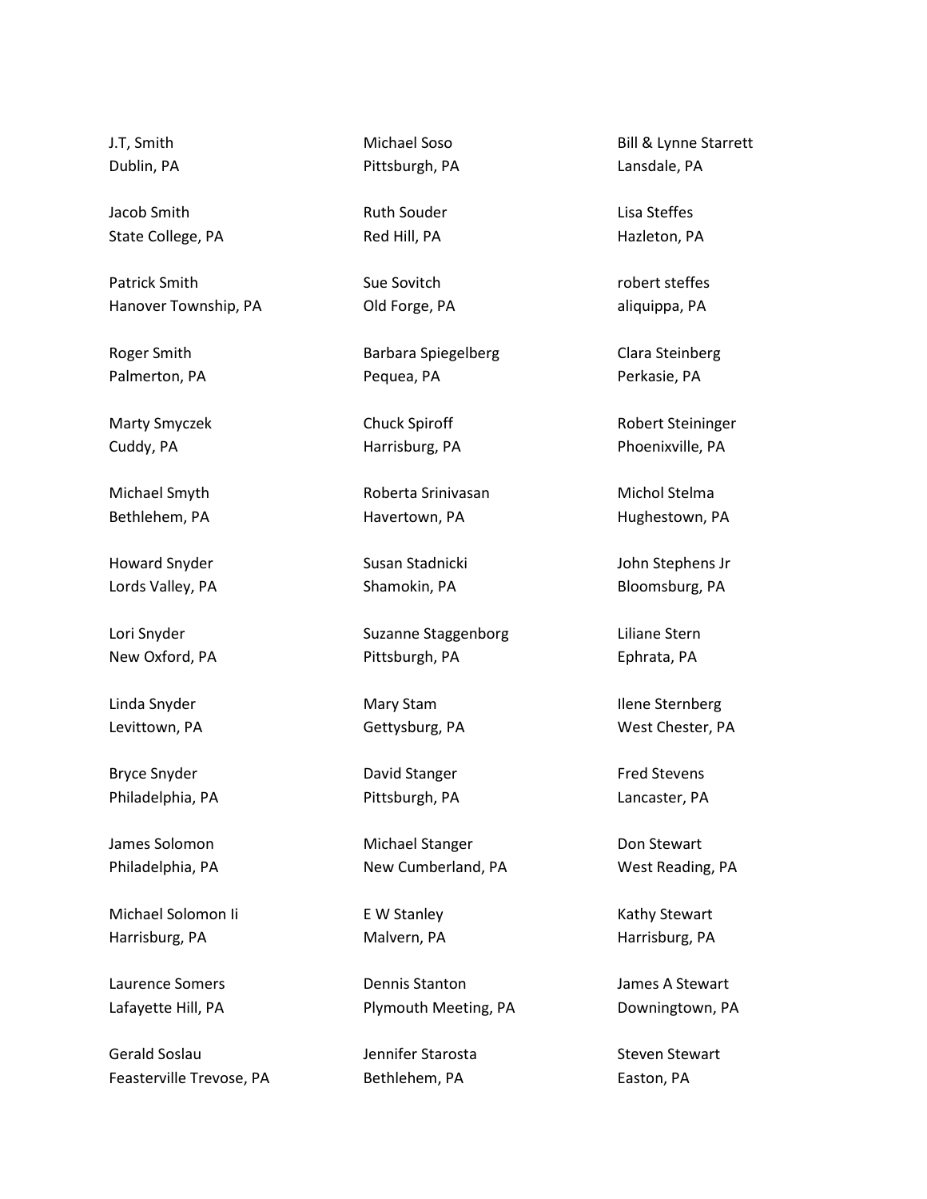J.T, Smith
Dublin, PA

Jacob Smith
State College, PA

Patrick Smith
Hanover Township, PA

Roger Smith
Palmerton, PA

Marty Smyczek
Cuddy, PA

Michael Smyth
Bethlehem, PA

Howard Snyder
Lords Valley, PA

Lori Snyder
New Oxford, PA

Linda Snyder
Levittown, PA

Bryce Snyder
Philadelphia, PA

James Solomon
Philadelphia, PA

Michael Solomon Ii
Harrisburg, PA

Laurence Somers
Lafayette Hill, PA

Gerald Soslau
Feasterville Trevose, PA

Michael Soso
Pittsburgh, PA

Ruth Souder
Red Hill, PA

Sue Sovitch
Old Forge, PA

Barbara Spiegelberg
Pequea, PA

Chuck Spiroff
Harrisburg, PA

Roberta Srinivasan
Havertown, PA

Susan Stadnicki
Shamokin, PA

Suzanne Staggenborg
Pittsburgh, PA

Mary Stam
Gettysburg, PA

David Stanger
Pittsburgh, PA

Michael Stanger
New Cumberland, PA

E W Stanley
Malvern, PA

Dennis Stanton
Plymouth Meeting, PA

Jennifer Starosta
Bethlehem, PA

Bill & Lynne Starrett
Lansdale, PA

Lisa Steffes
Hazleton, PA

robert steffes
aliquippa, PA

Clara Steinberg
Perkasie, PA

Robert Steininger
Phoenixville, PA

Michol Stelma
Hughestown, PA

John Stephens Jr
Bloomsburg, PA

Liliane Stern
Ephrata, PA

Ilene Sternberg
West Chester, PA

Fred Stevens
Lancaster, PA

Don Stewart
West Reading, PA

Kathy Stewart
Harrisburg, PA

James A Stewart
Downingtown, PA

Steven Stewart
Easton, PA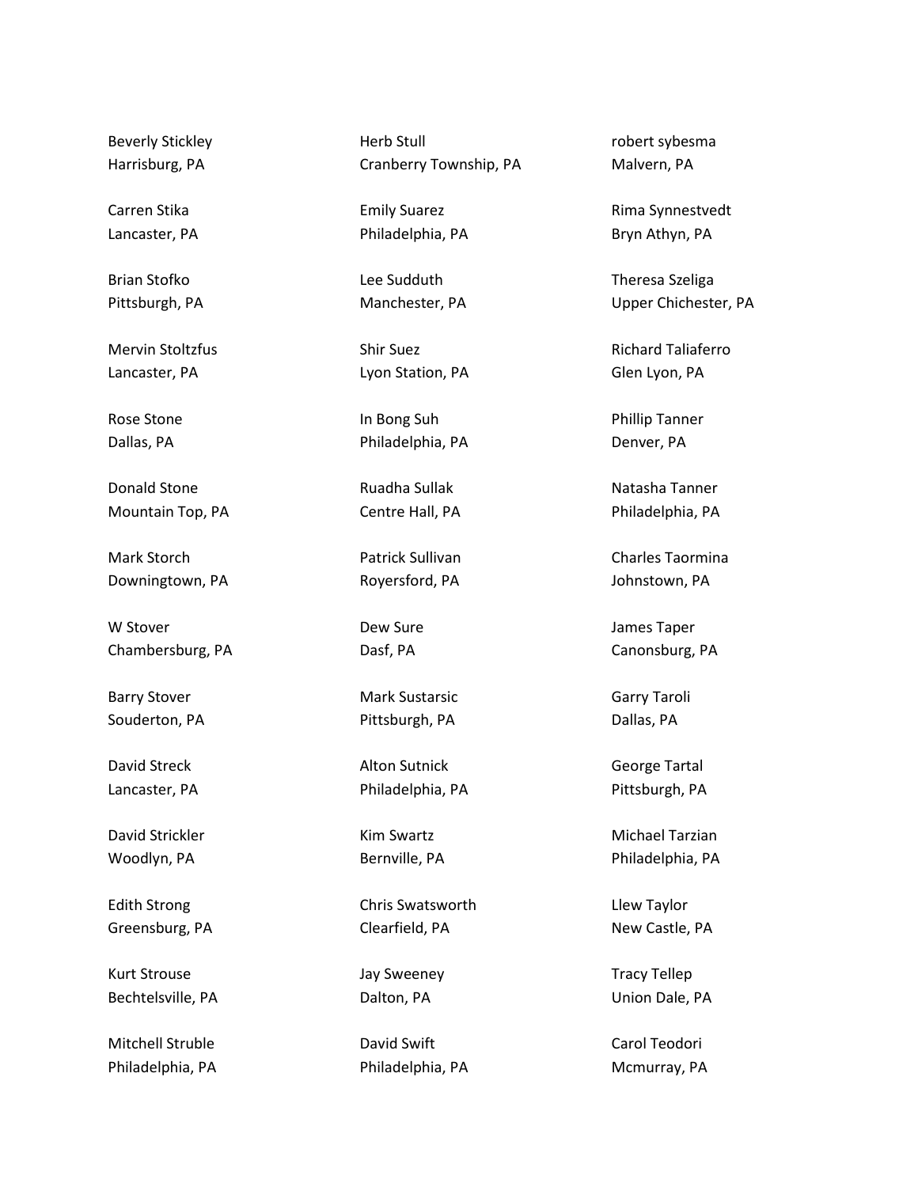Beverly Stickley
Harrisburg, PA

Carren Stika
Lancaster, PA

Brian Stofko
Pittsburgh, PA

Mervin Stoltzfus
Lancaster, PA

Rose Stone
Dallas, PA

Donald Stone
Mountain Top, PA

Mark Storch
Downingtown, PA

W Stover
Chambersburg, PA

Barry Stover
Souderton, PA

David Streck
Lancaster, PA

David Strickler
Woodlyn, PA

Edith Strong
Greensburg, PA

Kurt Strouse
Bechtelsville, PA

Mitchell Struble
Philadelphia, PA

Herb Stull
Cranberry Township, PA

Emily Suarez
Philadelphia, PA

Lee Sudduth
Manchester, PA

Shir Suez
Lyon Station, PA

In Bong Suh
Philadelphia, PA

Ruadha Sullak
Centre Hall, PA

Patrick Sullivan
Royersford, PA

Dew Sure
Dasf, PA

Mark Sustarsic
Pittsburgh, PA

Alton Sutnick
Philadelphia, PA

Kim Swartz
Bernville, PA

Chris Swatsworth
Clearfield, PA

Jay Sweeney
Dalton, PA

David Swift
Philadelphia, PA

robert sybesma
Malvern, PA

Rima Synnestvedt
Bryn Athyn, PA

Theresa Szeliga
Upper Chichester, PA

Richard Taliaferro
Glen Lyon, PA

Phillip Tanner
Denver, PA

Natasha Tanner
Philadelphia, PA

Charles Taormina
Johnstown, PA

James Taper
Canonsburg, PA

Garry Taroli
Dallas, PA

George Tartal
Pittsburgh, PA

Michael Tarzian
Philadelphia, PA

Llew Taylor
New Castle, PA

Tracy Tellep
Union Dale, PA

Carol Teodori
Mcmurray, PA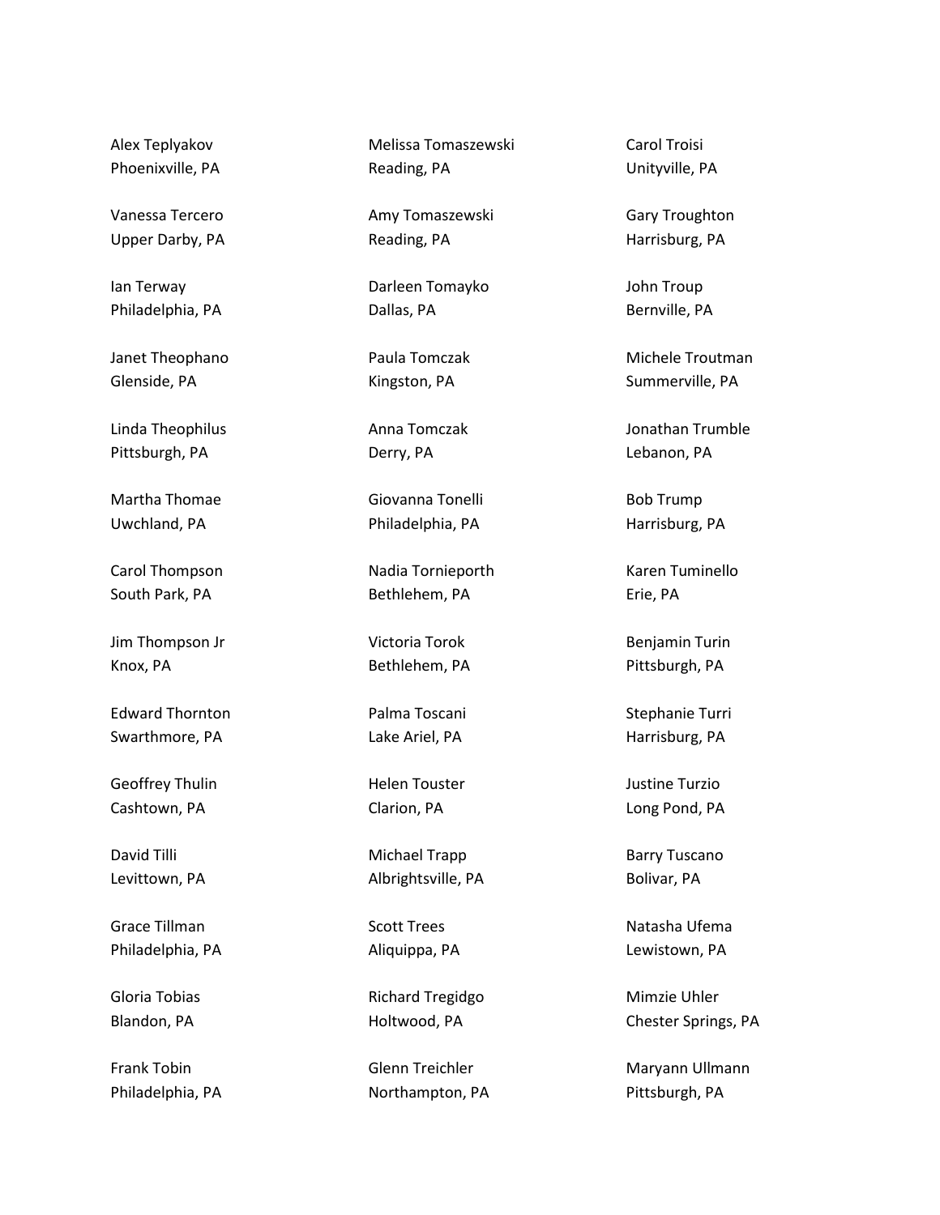Alex Teplyakov
Phoenixville, PA

Vanessa Tercero
Upper Darby, PA

Ian Terway
Philadelphia, PA

Janet Theophano
Glenside, PA

Linda Theophilus
Pittsburgh, PA

Martha Thomae
Uwchland, PA

Carol Thompson
South Park, PA

Jim Thompson Jr
Knox, PA

Edward Thornton
Swarthmore, PA

Geoffrey Thulin
Cashtown, PA

David Tilli
Levittown, PA

Grace Tillman
Philadelphia, PA

Gloria Tobias
Blandon, PA

Frank Tobin
Philadelphia, PA

Melissa Tomaszewski
Reading, PA

Amy Tomaszewski
Reading, PA

Darleen Tomayko
Dallas, PA

Paula Tomczak
Kingston, PA

Anna Tomczak
Derry, PA

Giovanna Tonelli
Philadelphia, PA

Nadia Tornieporth
Bethlehem, PA

Victoria Torok
Bethlehem, PA

Palma Toscani
Lake Ariel, PA

Helen Touster
Clarion, PA

Michael Trapp
Albrightsville, PA

Scott Trees
Aliquippa, PA

Richard Tregidgo
Holtwood, PA

Glenn Treichler
Northampton, PA

Carol Troisi
Unityville, PA

Gary Troughton
Harrisburg, PA

John Troup
Bernville, PA

Michele Troutman
Summerville, PA

Jonathan Trumble
Lebanon, PA

Bob Trump
Harrisburg, PA

Karen Tuminello
Erie, PA

Benjamin Turin
Pittsburgh, PA

Stephanie Turri
Harrisburg, PA

Justine Turzio
Long Pond, PA

Barry Tuscano
Bolivar, PA

Natasha Ufema
Lewistown, PA

Mimzie Uhler
Chester Springs, PA

Maryann Ullmann
Pittsburgh, PA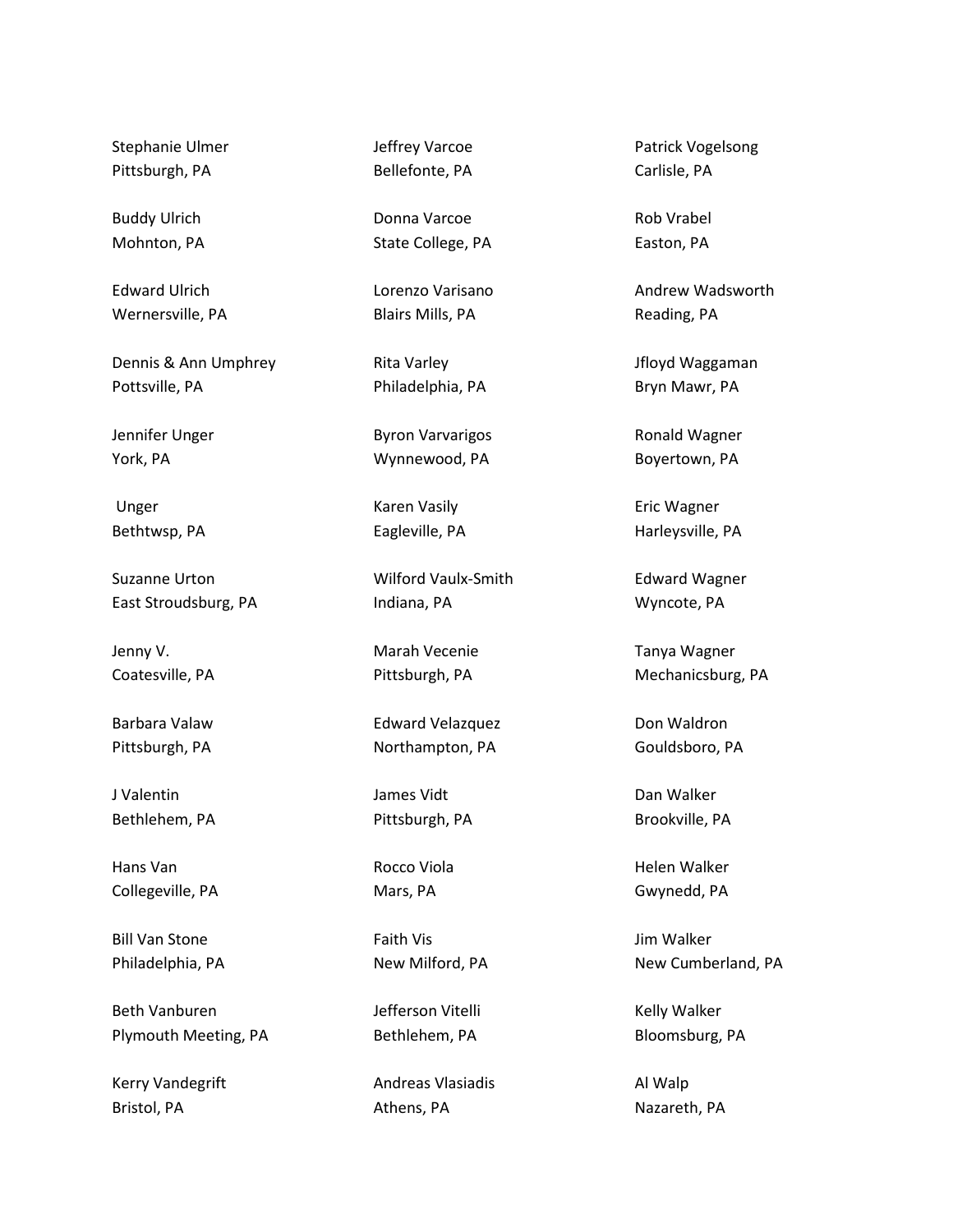Stephanie Ulmer
Pittsburgh, PA

Buddy Ulrich
Mohnton, PA

Edward Ulrich
Wernersville, PA

Dennis & Ann Umphrey
Pottsville, PA

Jennifer Unger
York, PA

Unger
Bethtwsp, PA

Suzanne Urton
East Stroudsburg, PA

Jenny V.
Coatesville, PA

Barbara Valaw
Pittsburgh, PA

J Valentin
Bethlehem, PA

Hans Van
Collegeville, PA

Bill Van Stone
Philadelphia, PA

Beth Vanburen
Plymouth Meeting, PA

Kerry Vandegrift
Bristol, PA

Jeffrey Varcoe
Bellefonte, PA

Donna Varcoe
State College, PA

Lorenzo Varisano
Blairs Mills, PA

Rita Varley
Philadelphia, PA

Byron Varvarigos
Wynnewood, PA

Karen Vasily
Eagleville, PA

Wilford Vaulx-Smith
Indiana, PA

Marah Vecenie
Pittsburgh, PA

Edward Velazquez
Northampton, PA

James Vidt
Pittsburgh, PA

Rocco Viola
Mars, PA

Faith Vis
New Milford, PA

Jefferson Vitelli
Bethlehem, PA

Andreas Vlasiadis
Athens, PA

Patrick Vogelsong
Carlisle, PA

Rob Vrabel
Easton, PA

Andrew Wadsworth
Reading, PA

Jfloyd Waggaman
Bryn Mawr, PA

Ronald Wagner
Boyertown, PA

Eric Wagner
Harleysville, PA

Edward Wagner
Wyncote, PA

Tanya Wagner
Mechanicsburg, PA

Don Waldron
Gouldsboro, PA

Dan Walker
Brookville, PA

Helen Walker
Gwynedd, PA

Jim Walker
New Cumberland, PA

Kelly Walker
Bloomsburg, PA

Al Walp
Nazareth, PA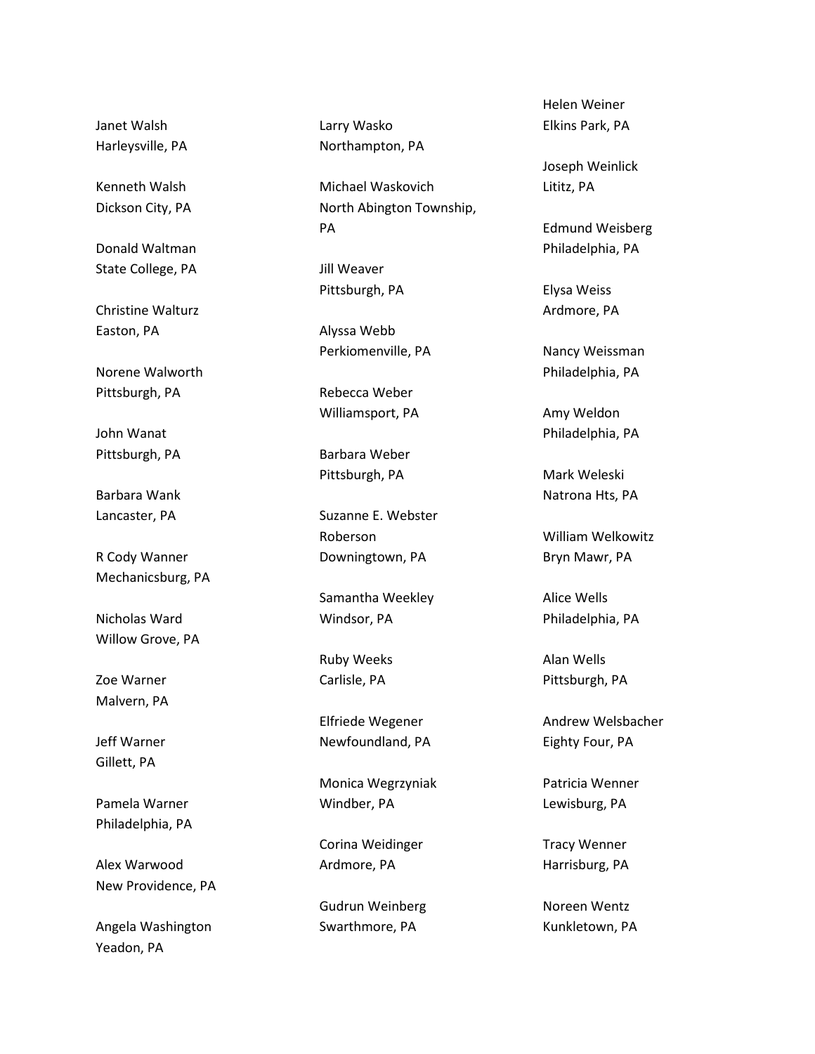Janet Walsh
Harleysville, PA

Kenneth Walsh
Dickson City, PA

Donald Waltman
State College, PA

Christine Walturz
Easton, PA

Norene Walworth
Pittsburgh, PA

John Wanat
Pittsburgh, PA

Barbara Wank
Lancaster, PA

R Cody Wanner
Mechanicsburg, PA

Nicholas Ward
Willow Grove, PA

Zoe Warner
Malvern, PA

Jeff Warner
Gillett, PA

Pamela Warner
Philadelphia, PA

Alex Warwood
New Providence, PA

Angela Washington
Yeadon, PA

Larry Wasko
Northampton, PA

Michael Waskovich
North Abington Township, PA

Jill Weaver
Pittsburgh, PA

Alyssa Webb
Perkiomenville, PA

Rebecca Weber
Williamsport, PA

Barbara Weber
Pittsburgh, PA

Suzanne E. Webster Roberson
Downingtown, PA

Samantha Weekley
Windsor, PA

Ruby Weeks
Carlisle, PA

Elfriede Wegener
Newfoundland, PA

Monica Wegrzyniak
Windber, PA

Corina Weidinger
Ardmore, PA

Gudrun Weinberg
Swarthmore, PA

Helen Weiner
Elkins Park, PA

Joseph Weinlick
Lititz, PA

Edmund Weisberg
Philadelphia, PA

Elysa Weiss
Ardmore, PA

Nancy Weissman
Philadelphia, PA

Amy Weldon
Philadelphia, PA

Mark Weleski
Natrona Hts, PA

William Welkowitz
Bryn Mawr, PA

Alice Wells
Philadelphia, PA

Alan Wells
Pittsburgh, PA

Andrew Welsbacher
Eighty Four, PA

Patricia Wenner
Lewisburg, PA

Tracy Wenner
Harrisburg, PA

Noreen Wentz
Kunkletown, PA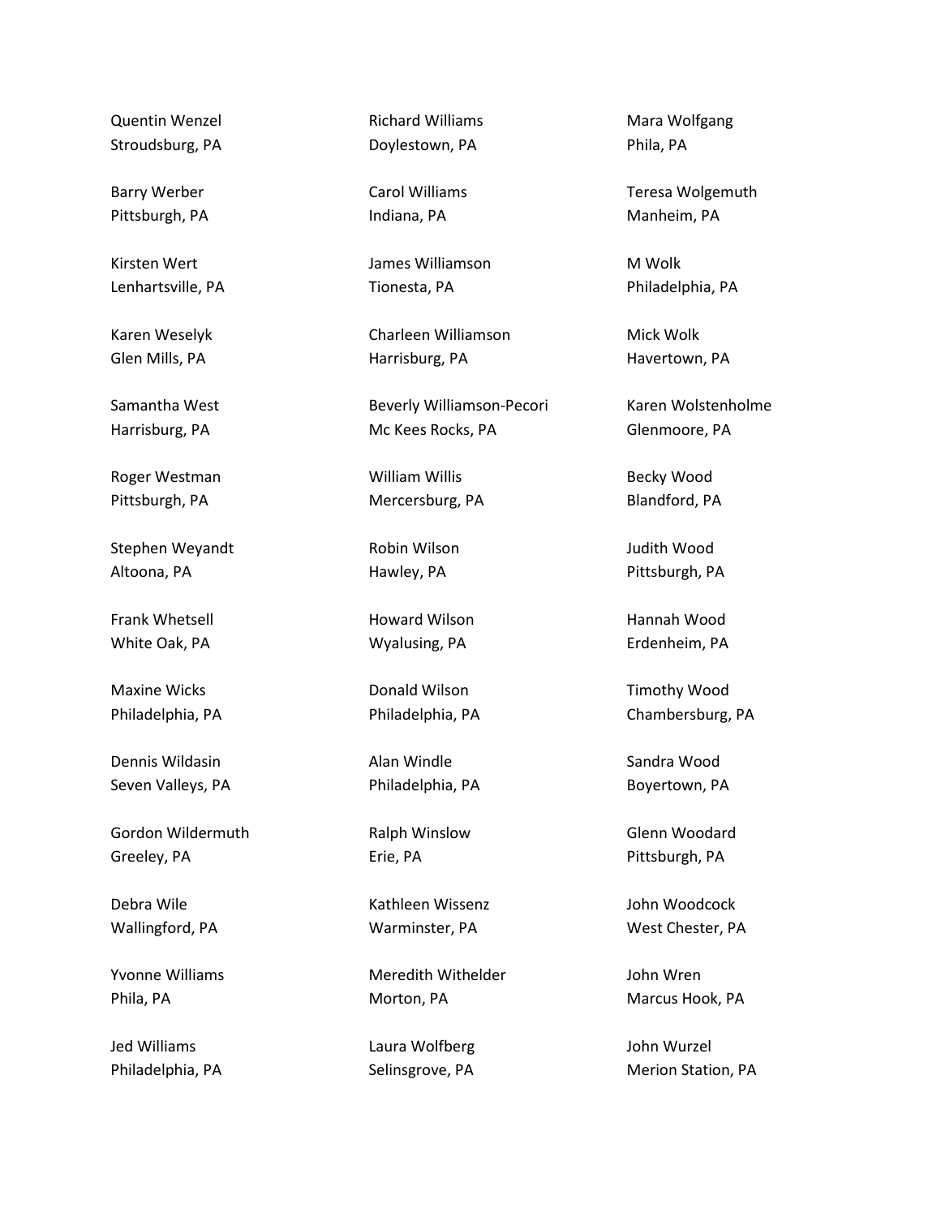Quentin Wenzel
Stroudsburg, PA

Barry Werber
Pittsburgh, PA

Kirsten Wert
Lenhartsville, PA

Karen Weselyk
Glen Mills, PA

Samantha West
Harrisburg, PA

Roger Westman
Pittsburgh, PA

Stephen Weyandt
Altoona, PA

Frank Whetsell
White Oak, PA

Maxine Wicks
Philadelphia, PA

Dennis Wildasin
Seven Valleys, PA

Gordon Wildermuth
Greeley, PA

Debra Wile
Wallingford, PA

Yvonne Williams
Phila, PA

Jed Williams
Philadelphia, PA

Richard Williams
Doylestown, PA

Carol Williams
Indiana, PA

James Williamson
Tionesta, PA

Charleen Williamson
Harrisburg, PA

Beverly Williamson-Pecori
Mc Kees Rocks, PA

William Willis
Mercersburg, PA

Robin Wilson
Hawley, PA

Howard Wilson
Wyalusing, PA

Donald Wilson
Philadelphia, PA

Alan Windle
Philadelphia, PA

Ralph Winslow
Erie, PA

Kathleen Wissenz
Warminster, PA

Meredith Withelder
Morton, PA

Laura Wolfberg
Selinsgrove, PA

Mara Wolfgang
Phila, PA

Teresa Wolgemuth
Manheim, PA

M Wolk
Philadelphia, PA

Mick Wolk
Havertown, PA

Karen Wolstenholme
Glenmoore, PA

Becky Wood
Blandford, PA

Judith Wood
Pittsburgh, PA

Hannah Wood
Erdenheim, PA

Timothy Wood
Chambersburg, PA

Sandra Wood
Boyertown, PA

Glenn Woodard
Pittsburgh, PA

John Woodcock
West Chester, PA

John Wren
Marcus Hook, PA

John Wurzel
Merion Station, PA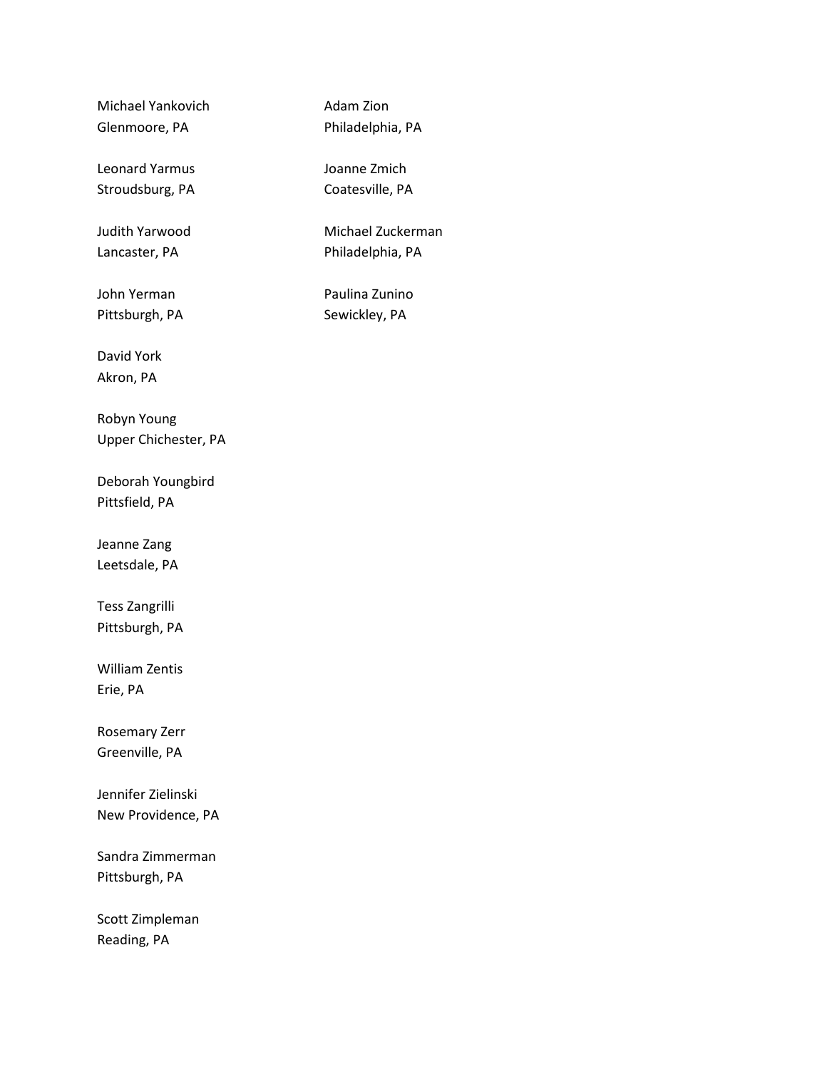Michael Yankovich
Glenmoore, PA

Leonard Yarmus
Stroudsburg, PA

Judith Yarwood
Lancaster, PA

John Yerman
Pittsburgh, PA

David York
Akron, PA

Robyn Young
Upper Chichester, PA

Deborah Youngbird
Pittsfield, PA

Jeanne Zang
Leetsdale, PA

Tess Zangrilli
Pittsburgh, PA

William Zentis
Erie, PA

Rosemary Zerr
Greenville, PA

Jennifer Zielinski
New Providence, PA

Sandra Zimmerman
Pittsburgh, PA

Scott Zimpleman
Reading, PA

Adam Zion
Philadelphia, PA

Joanne Zmich
Coatesville, PA

Michael Zuckerman
Philadelphia, PA

Paulina Zunino
Sewickley, PA